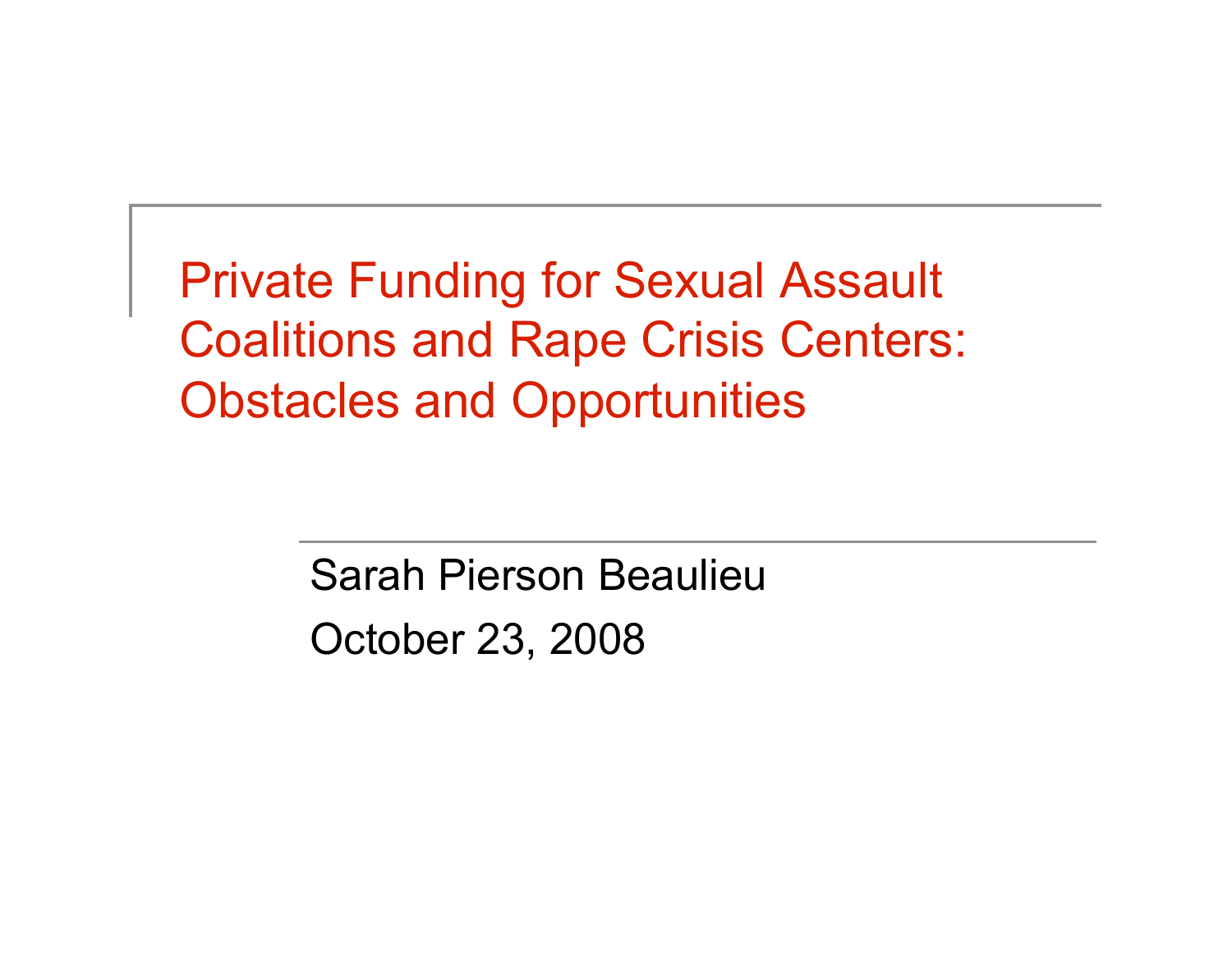# Private Funding for Sexual Assault Coalitions and Rape Crisis Centers: Obstacles and Opportunities

Sarah Pierson Beaulieu

October 23, 2008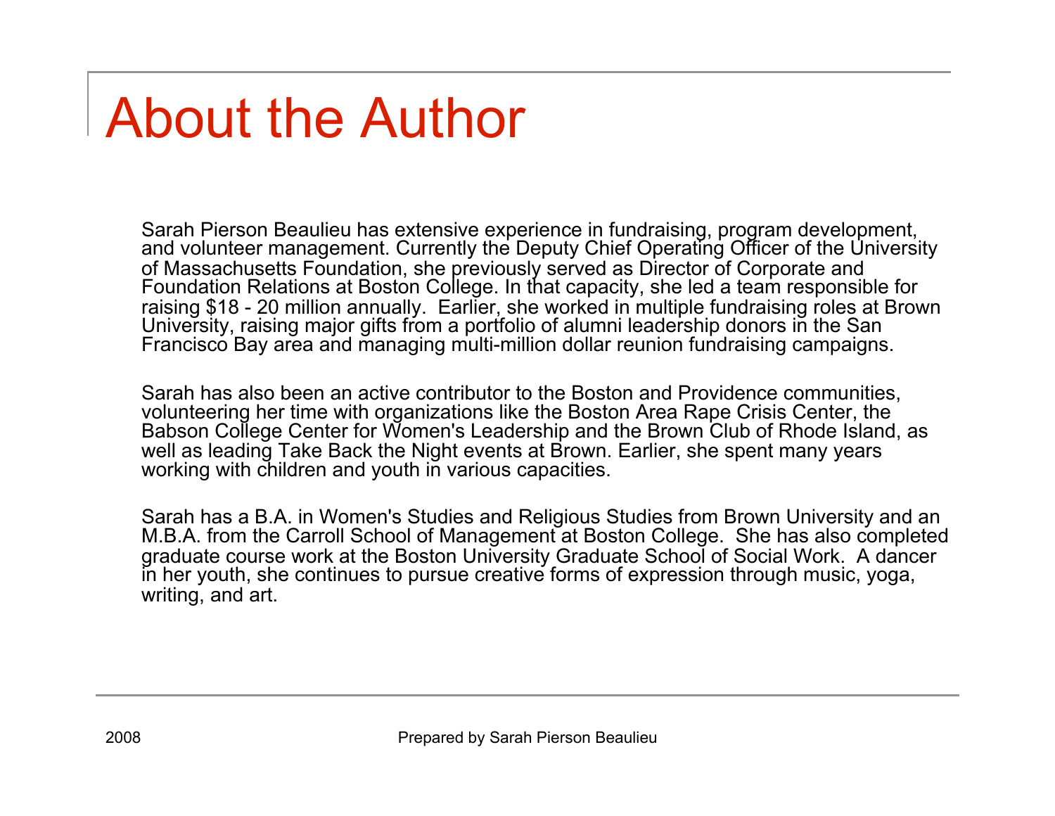# About the Author

Sarah Pierson Beaulieu has extensive experience in fundraising, program development, and volunteer management. Currently the Deputy Chief Operating Officer of the University of Massachusetts Foundation, she previously served as Director of Corporate and Foundation Relations at Boston College. In that capacity, she led a team responsible for raising $18 - 20 million annually. Earlier, she worked in multiple fundraising roles at Brown University, raising major gifts from a portfolio of alumni leadership donors in the San Francisco Bay area and managing multi-million dollar reunion fundraising campaigns.

Sarah has also been an active contributor to the Boston and Providence communities, volunteering her time with organizations like the Boston Area Rape Crisis Center, the Babson College Center for Women's Leadership and the Brown Club of Rhode Island, as well as leading Take Back the Night events at Brown. Earlier, she spent many years working with children and youth in various capacities.

Sarah has a B.A. in Women's Studies and Religious Studies from Brown University and an M.B.A. from the Carroll School of Management at Boston College. She has also completed graduate course work at the Boston University Graduate School of Social Work. A dancer in her youth, she continues to pursue creative forms of expression through music, yoga, writing, and art.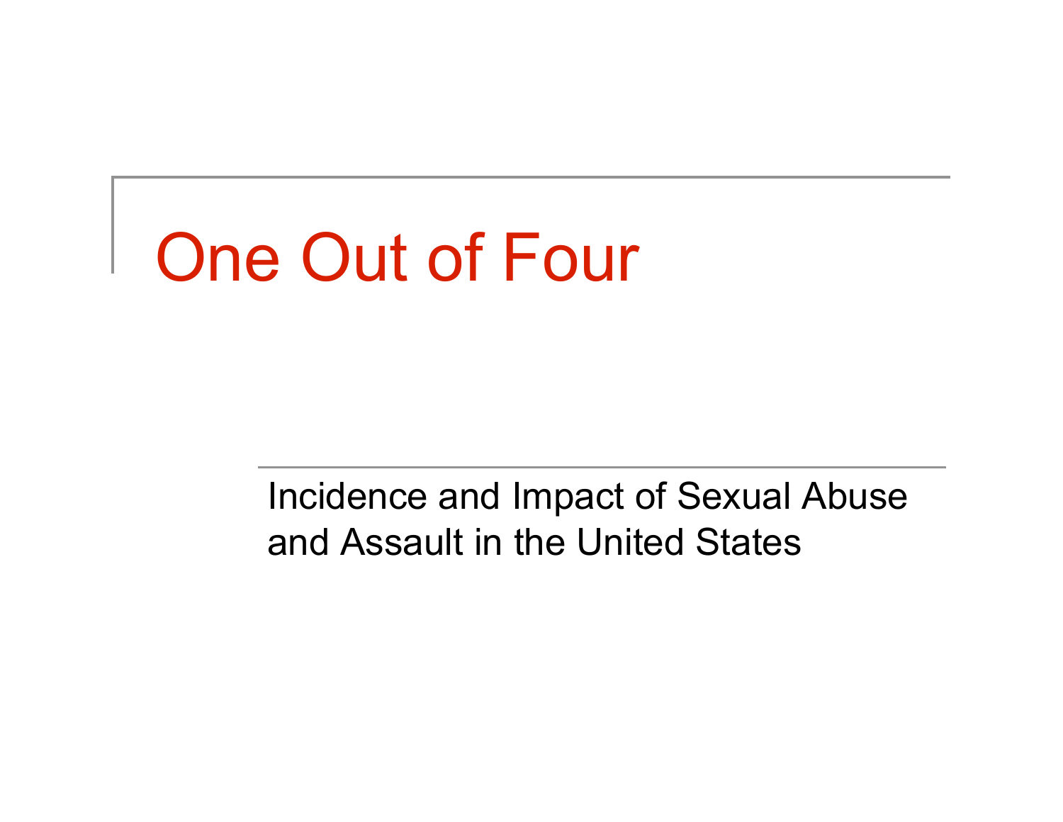# One Out of Four

Incidence and Impact of Sexual Abuse and Assault in the United States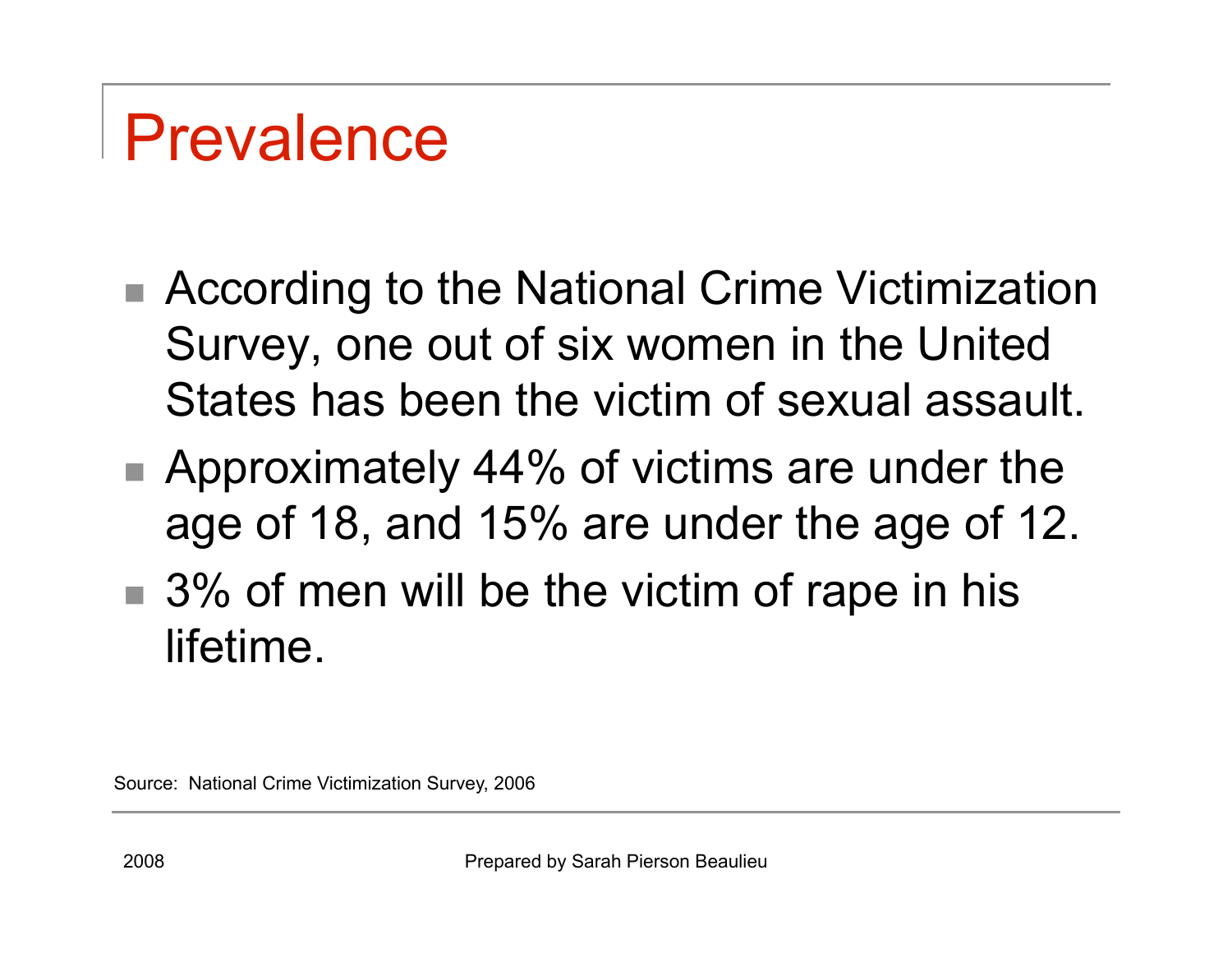# Prevalence

- According to the National Crime Victimization Survey, one out of six women in the United States has been the victim of sexual assault.
- Approximately 44% of victims are under the age of 18, and 15% are under the age of 12.
- 3% of men will be the victim of rape in his lifetime.

Source: National Crime Victimization Survey, 2006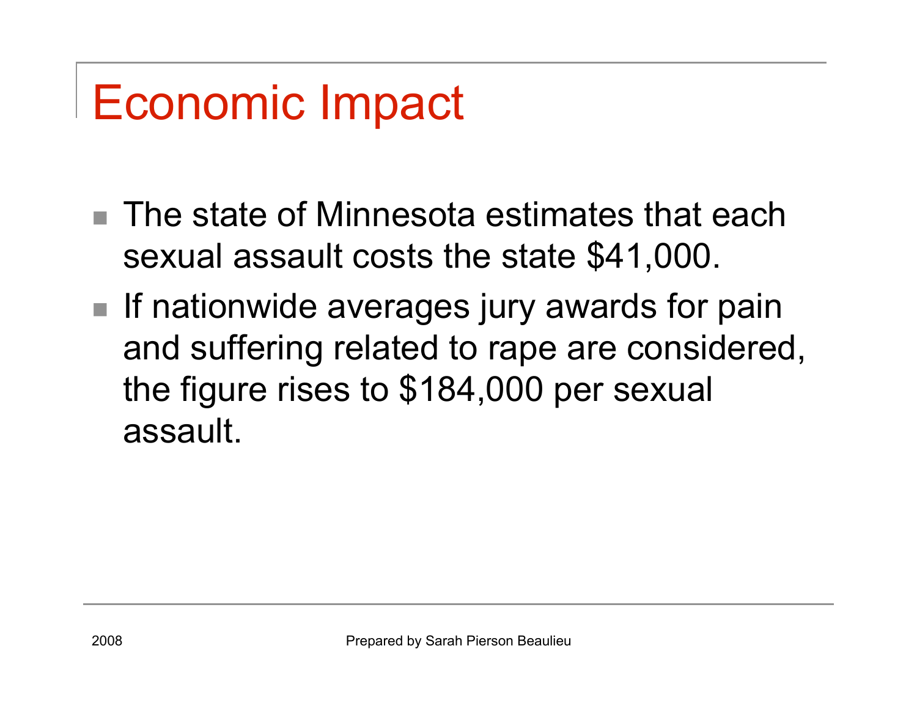# Economic Impact

- The state of Minnesota estimates that each sexual assault costs the state $41,000.
- If nationwide averages jury awards for pain and suffering related to rape are considered, the figure rises to $184,000 per sexual assault.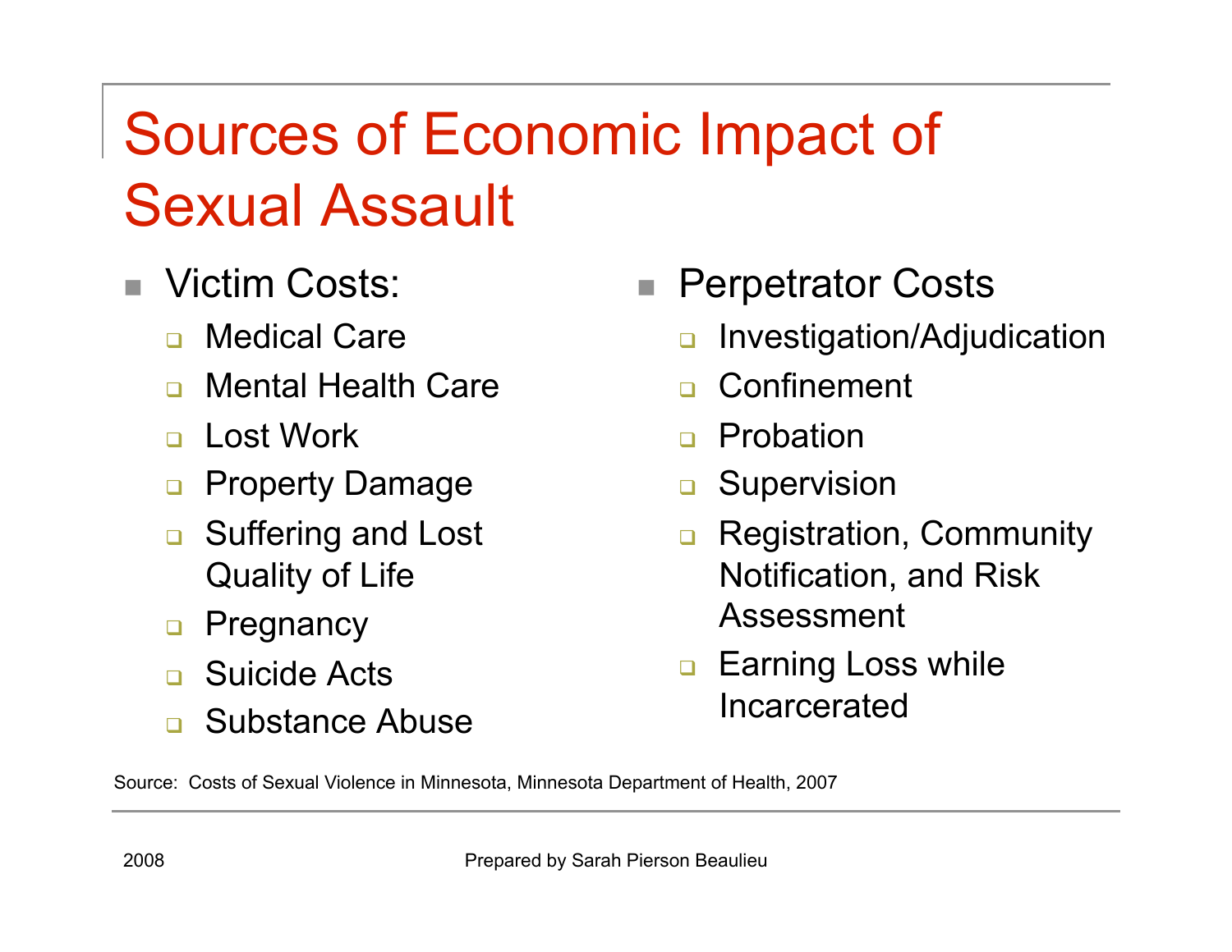# Sources of Economic Impact of Sexual Assault

- Victim Costs:
  - Medical Care
  - Mental Health Care
  - Lost Work
  - Property Damage
  - Suffering and Lost Quality of Life
  - Pregnancy
  - Suicide Acts
  - Substance Abuse

- Perpetrator Costs
  - Investigation/Adjudication
  - Confinement
  - Probation
  - Supervision
  - Registration, Community Notification, and Risk Assessment
  - Earning Loss while Incarcerated

Source: Costs of Sexual Violence in Minnesota, Minnesota Department of Health, 2007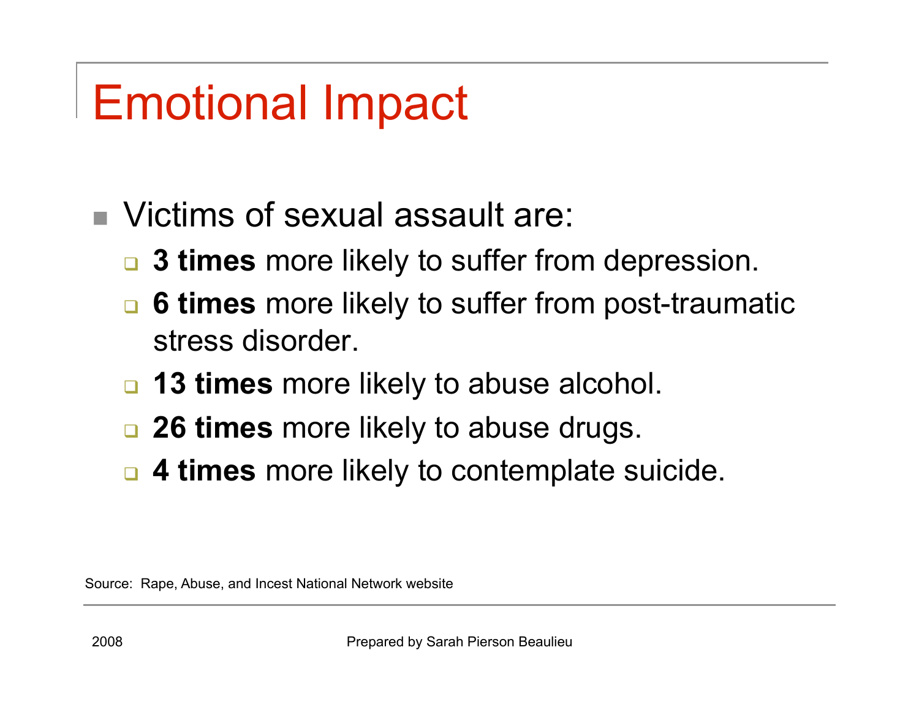# Emotional Impact

- Victims of sexual assault are:
  - **3 times** more likely to suffer from depression.
  - **6 times** more likely to suffer from post-traumatic stress disorder.
  - **13 times** more likely to abuse alcohol.
  - **26 times** more likely to abuse drugs.
  - **4 times** more likely to contemplate suicide.

Source: Rape, Abuse, and Incest National Network website

2008

Prepared by Sarah Pierson Beaulieu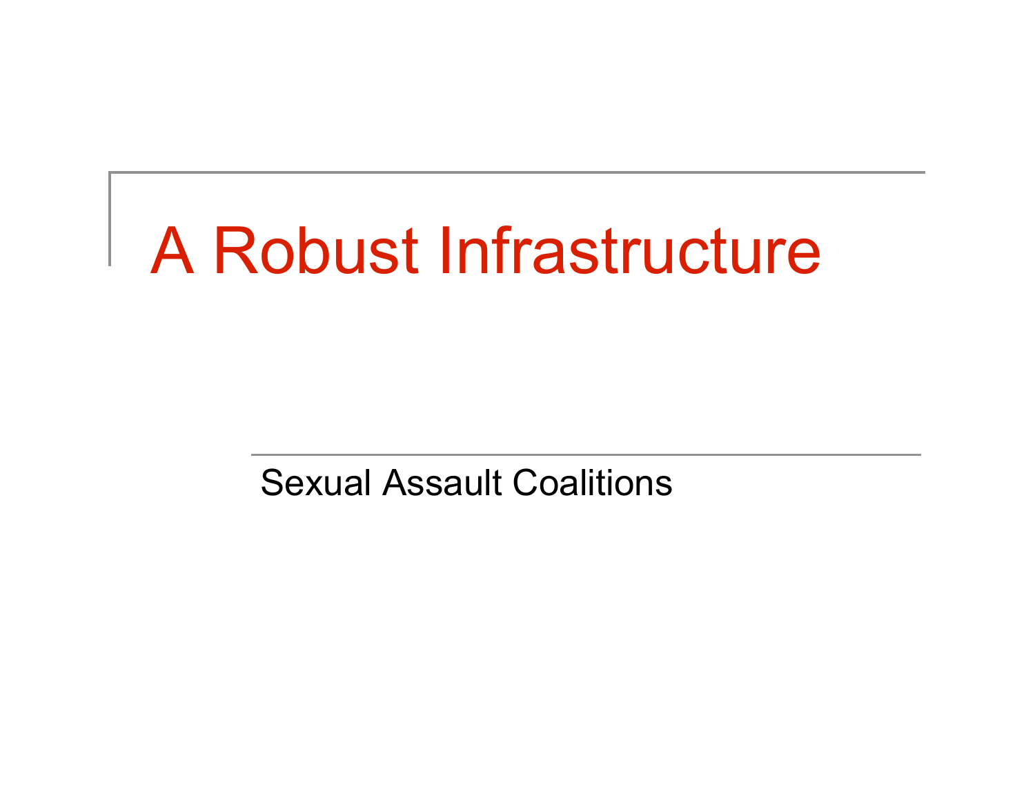# A Robust Infrastructure

Sexual Assault Coalitions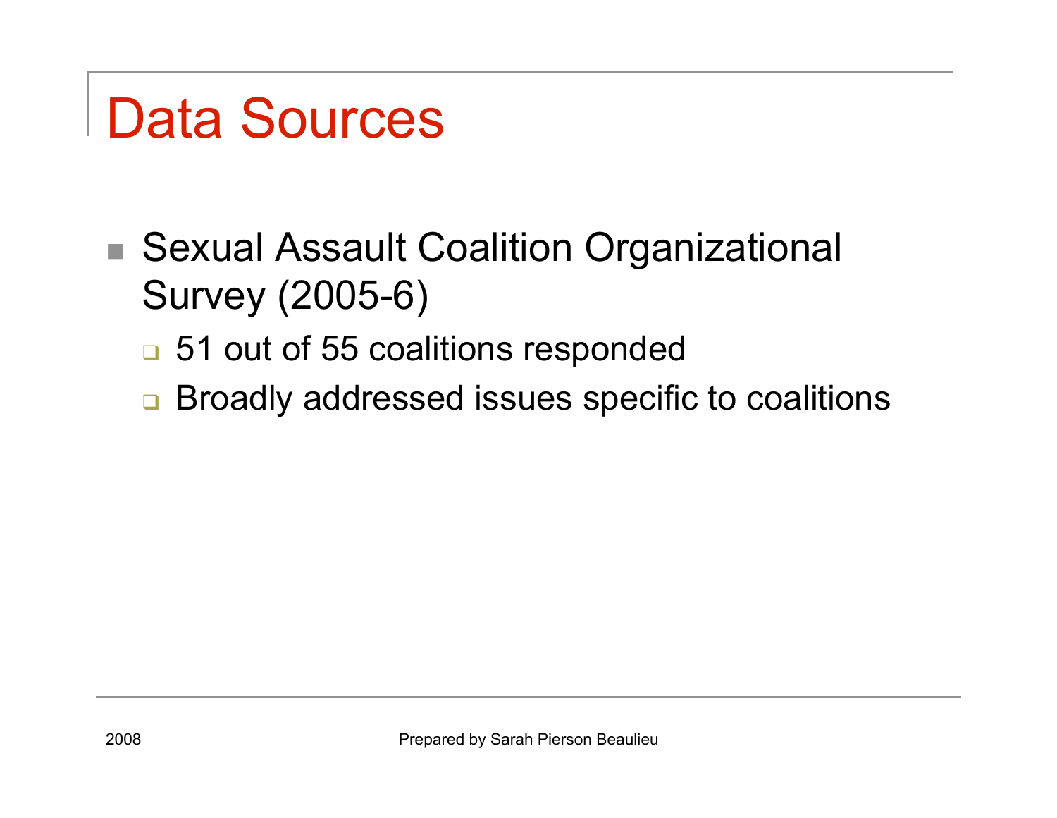# Data Sources

- Sexual Assault Coalition Organizational Survey (2005-6)
  - 51 out of 55 coalitions responded
  - Broadly addressed issues specific to coalitions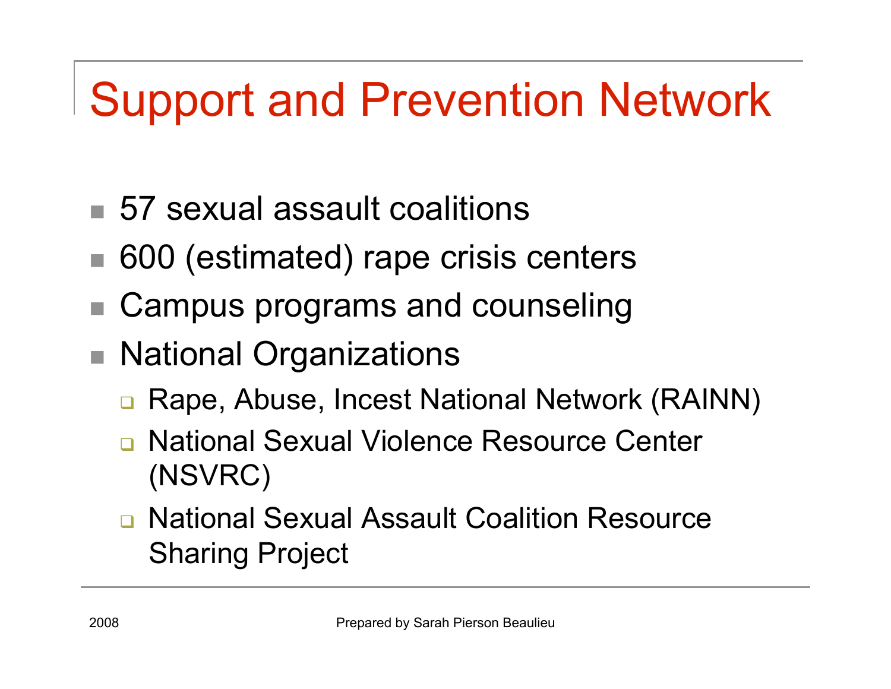# Support and Prevention Network

- 57 sexual assault coalitions
- 600 (estimated) rape crisis centers
- Campus programs and counseling
- National Organizations
  - Rape, Abuse, Incest National Network (RAINN)
  - National Sexual Violence Resource Center (NSVRC)
  - National Sexual Assault Coalition Resource Sharing Project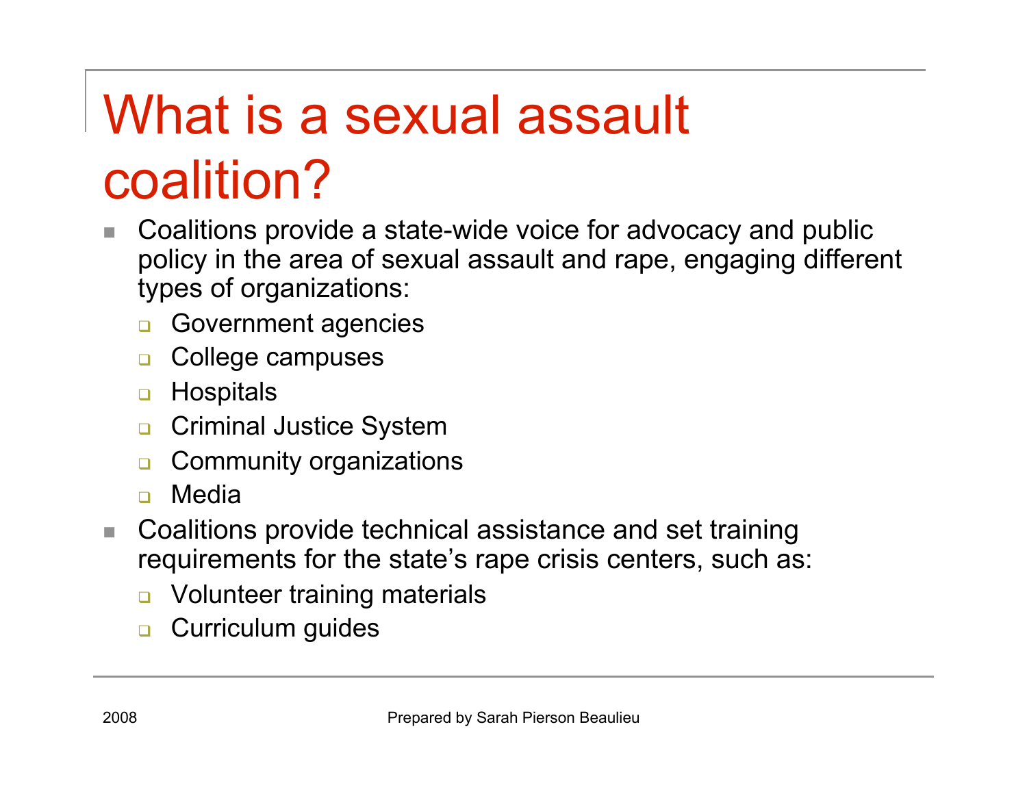# What is a sexual assault coalition?

- Coalitions provide a state-wide voice for advocacy and public policy in the area of sexual assault and rape, engaging different types of organizations:
  - Government agencies
  - College campuses
  - Hospitals
  - Criminal Justice System
  - Community organizations
  - Media
- Coalitions provide technical assistance and set training requirements for the state's rape crisis centers, such as:
  - Volunteer training materials
  - Curriculum guides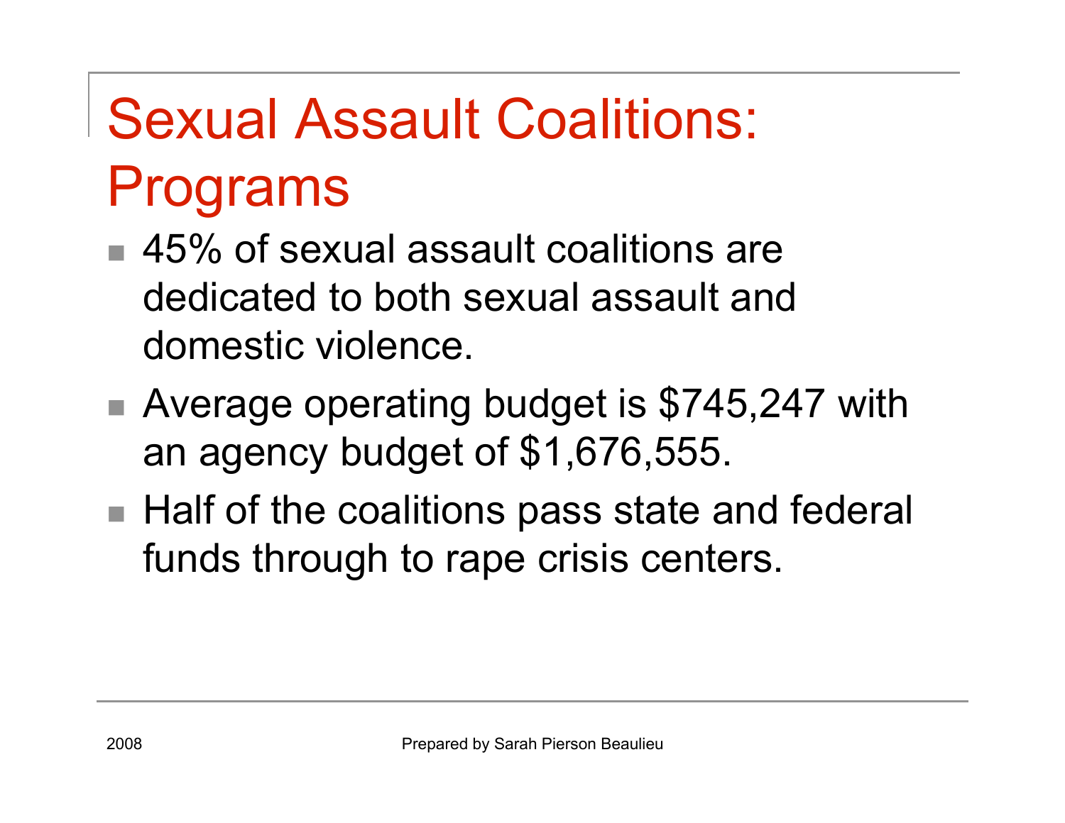# Sexual Assault Coalitions: Programs

- 45% of sexual assault coalitions are dedicated to both sexual assault and domestic violence.
- Average operating budget is $745,247 with an agency budget of $1,676,555.
- Half of the coalitions pass state and federal funds through to rape crisis centers.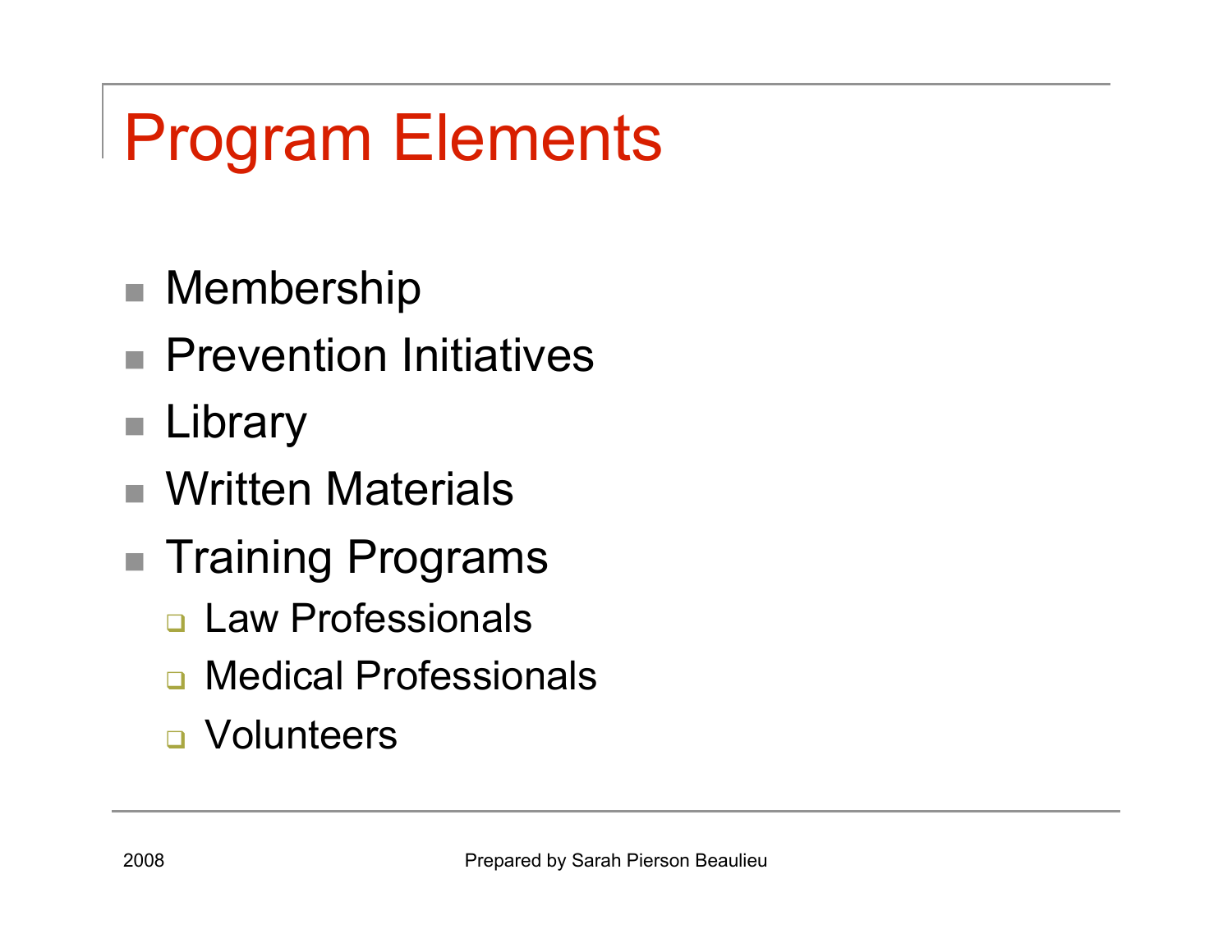# Program Elements

- Membership
- Prevention Initiatives
- Library
- Written Materials
- Training Programs
    - Law Professionals
    - Medical Professionals
    - Volunteers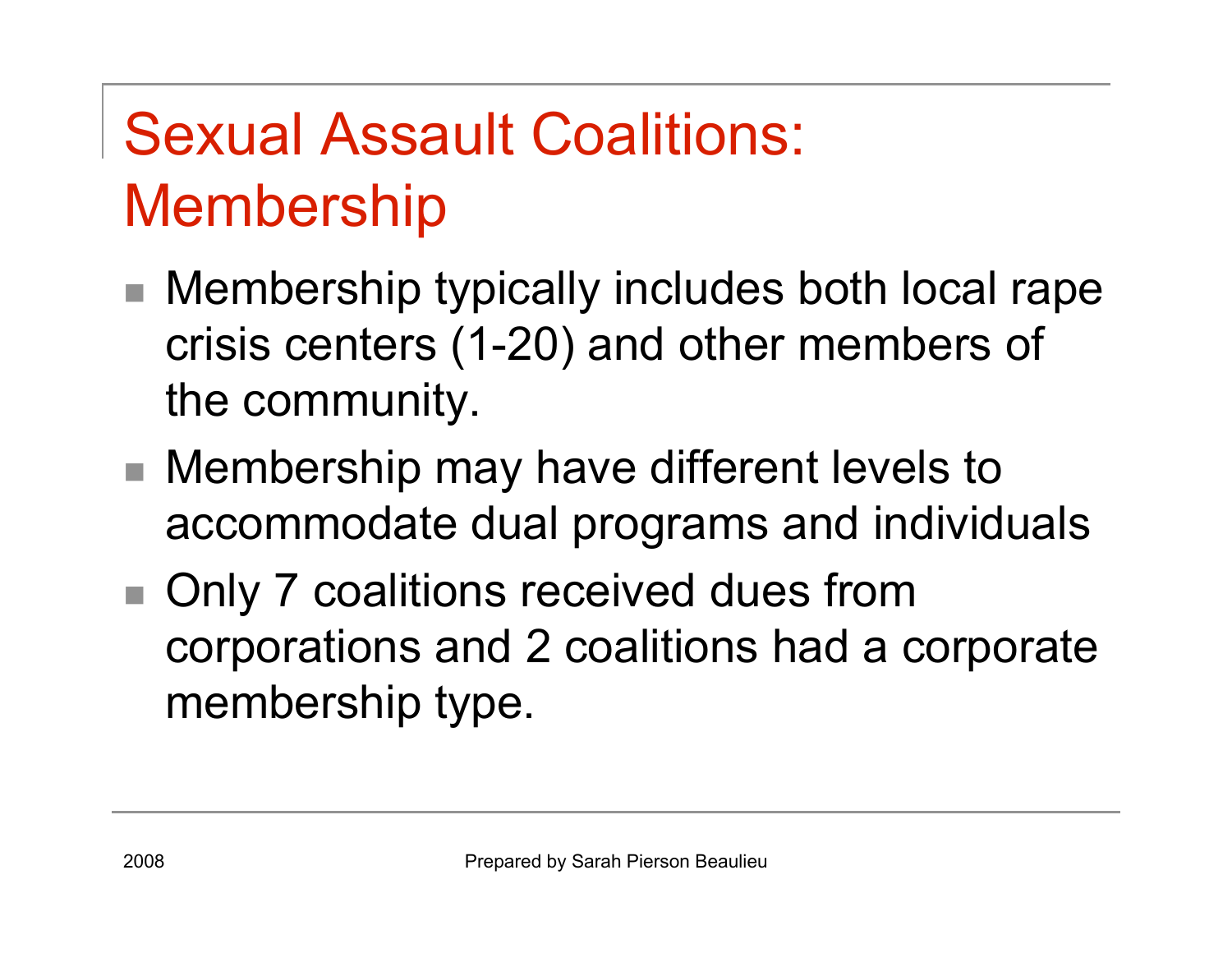# Sexual Assault Coalitions: Membership

- Membership typically includes both local rape crisis centers (1-20) and other members of the community.
- Membership may have different levels to accommodate dual programs and individuals
- Only 7 coalitions received dues from corporations and 2 coalitions had a corporate membership type.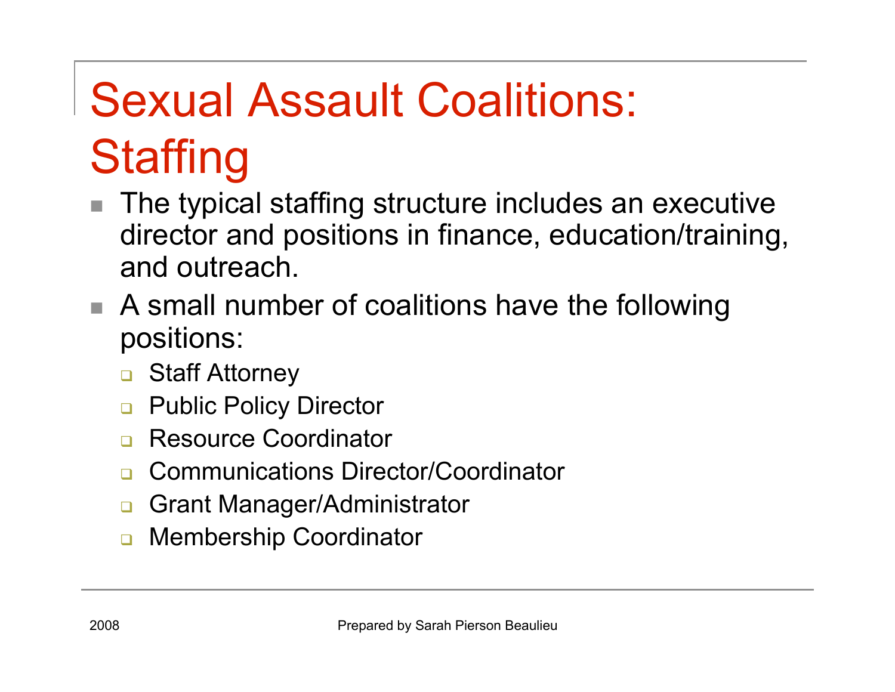# Sexual Assault Coalitions: Staffing

- The typical staffing structure includes an executive director and positions in finance, education/training, and outreach.
- A small number of coalitions have the following positions:
  - Staff Attorney
  - Public Policy Director
  - Resource Coordinator
  - Communications Director/Coordinator
  - Grant Manager/Administrator
  - Membership Coordinator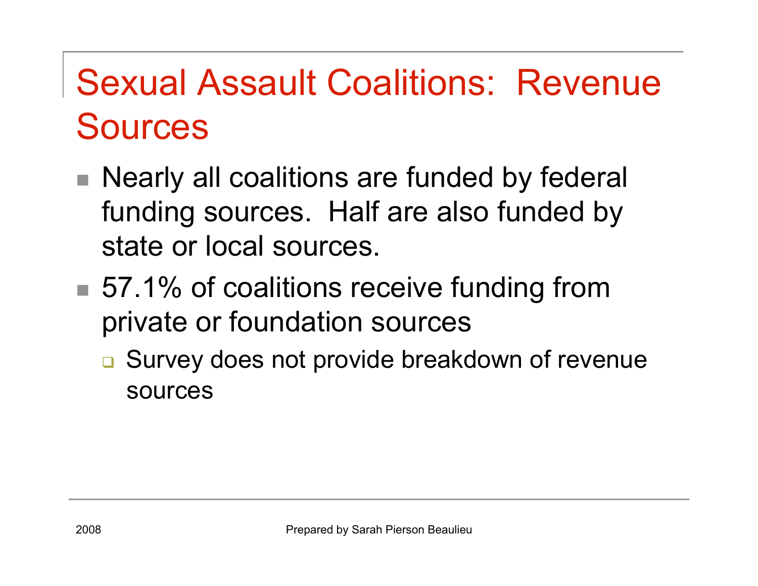# Sexual Assault Coalitions: Revenue Sources

- Nearly all coalitions are funded by federal funding sources. Half are also funded by state or local sources.
- 57.1% of coalitions receive funding from private or foundation sources
  - Survey does not provide breakdown of revenue sources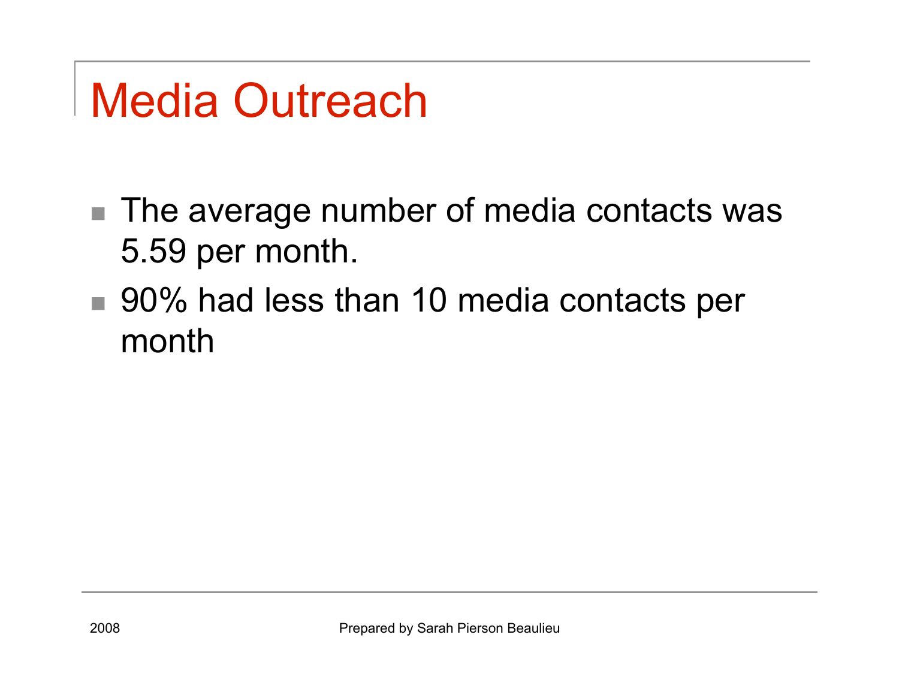# Media Outreach

- The average number of media contacts was 5.59 per month.
- 90% had less than 10 media contacts per month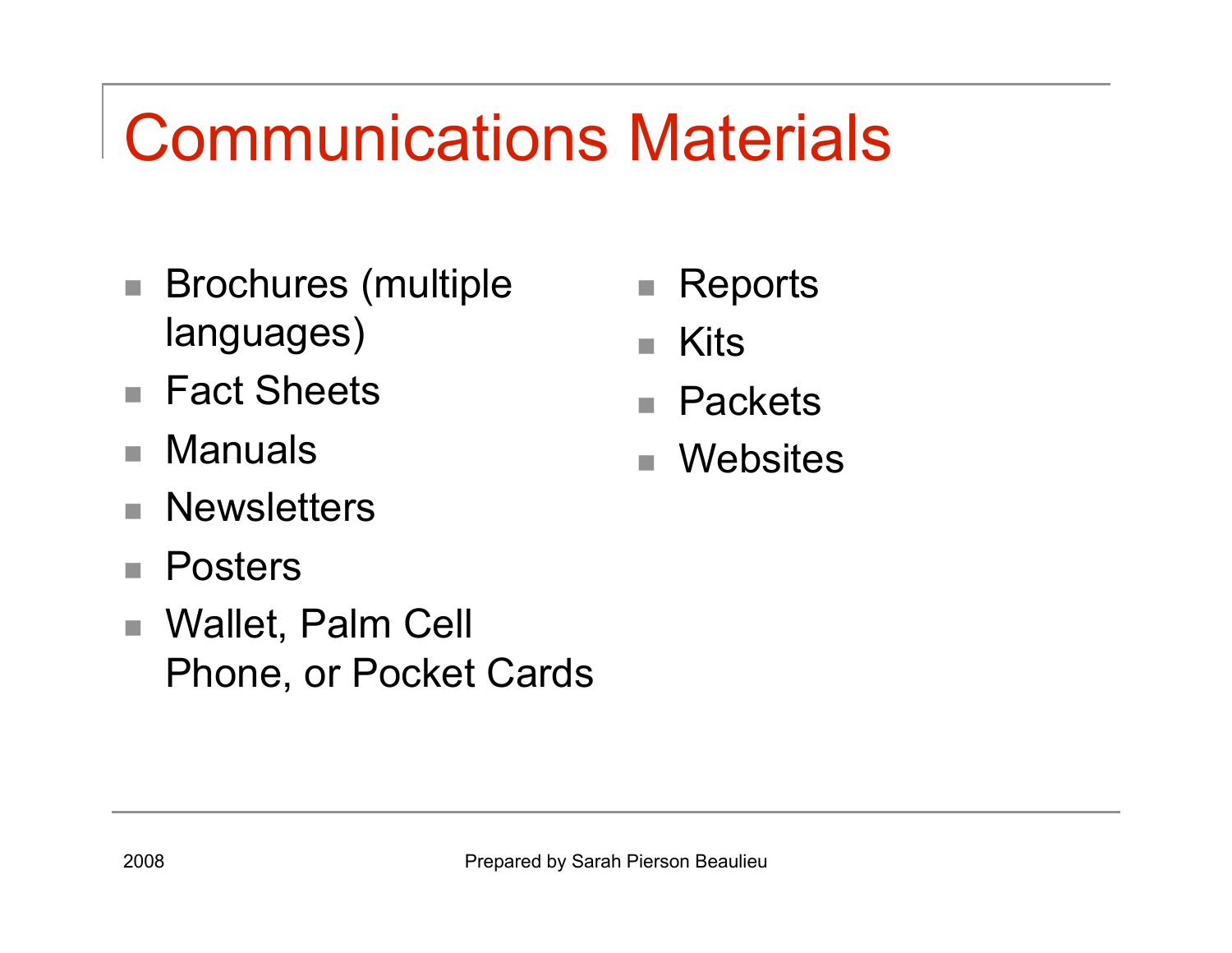# Communications Materials

- Brochures (multiple languages)
- Fact Sheets
- Manuals
- Newsletters
- Posters
- Wallet, Palm Cell Phone, or Pocket Cards
- Reports
- Kits
- Packets
- Websites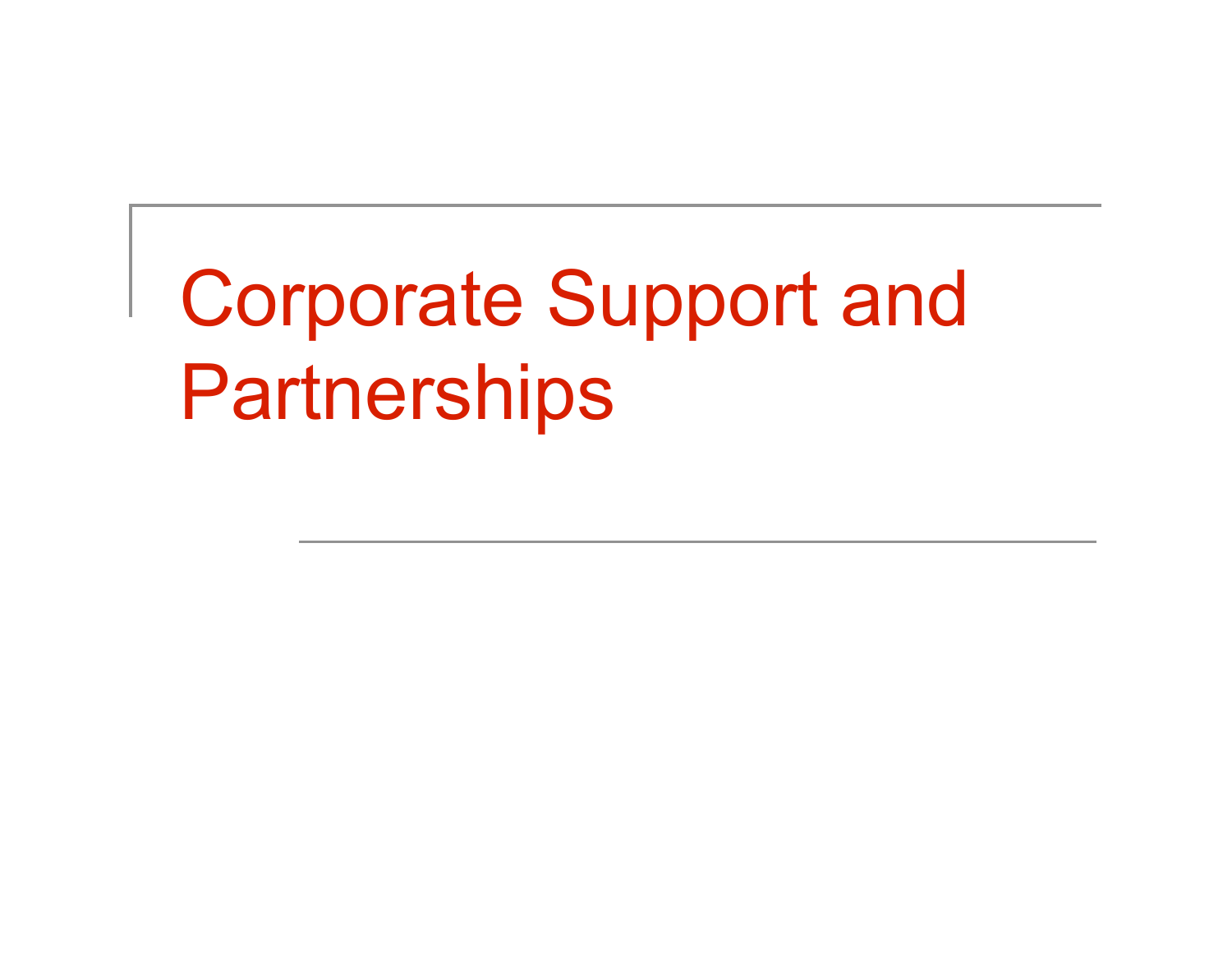# Corporate Support and Partnerships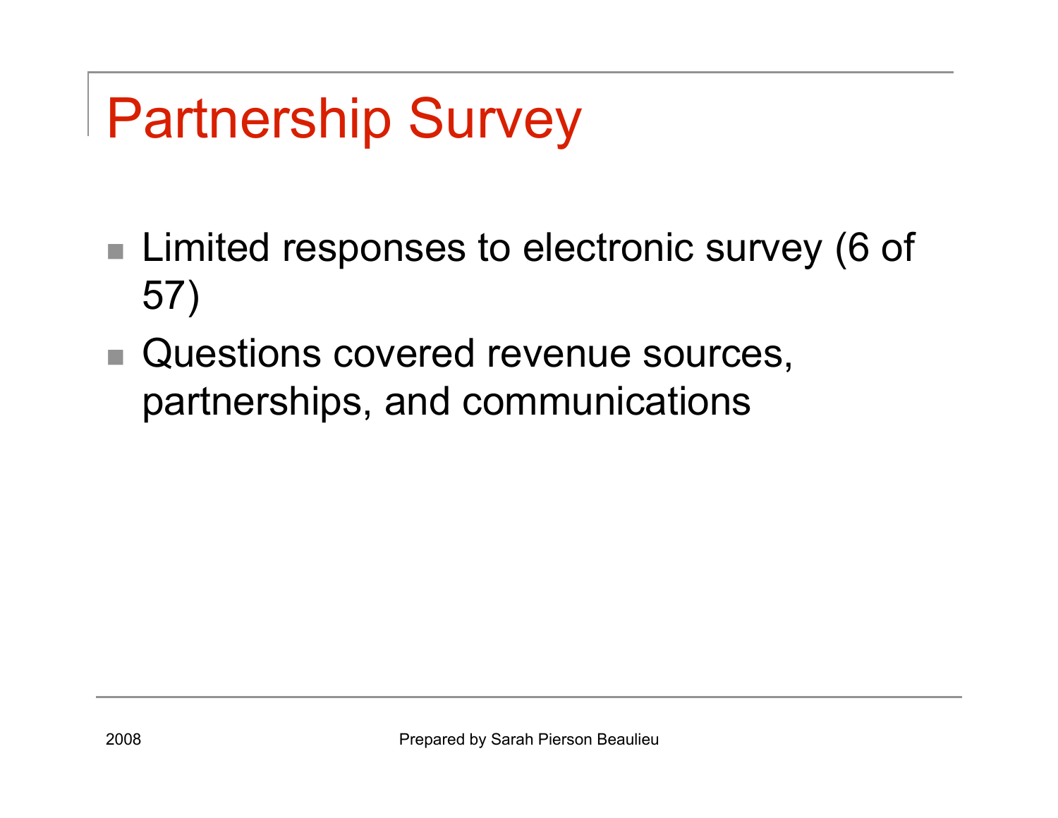# Partnership Survey

- Limited responses to electronic survey (6 of 57)
- Questions covered revenue sources, partnerships, and communications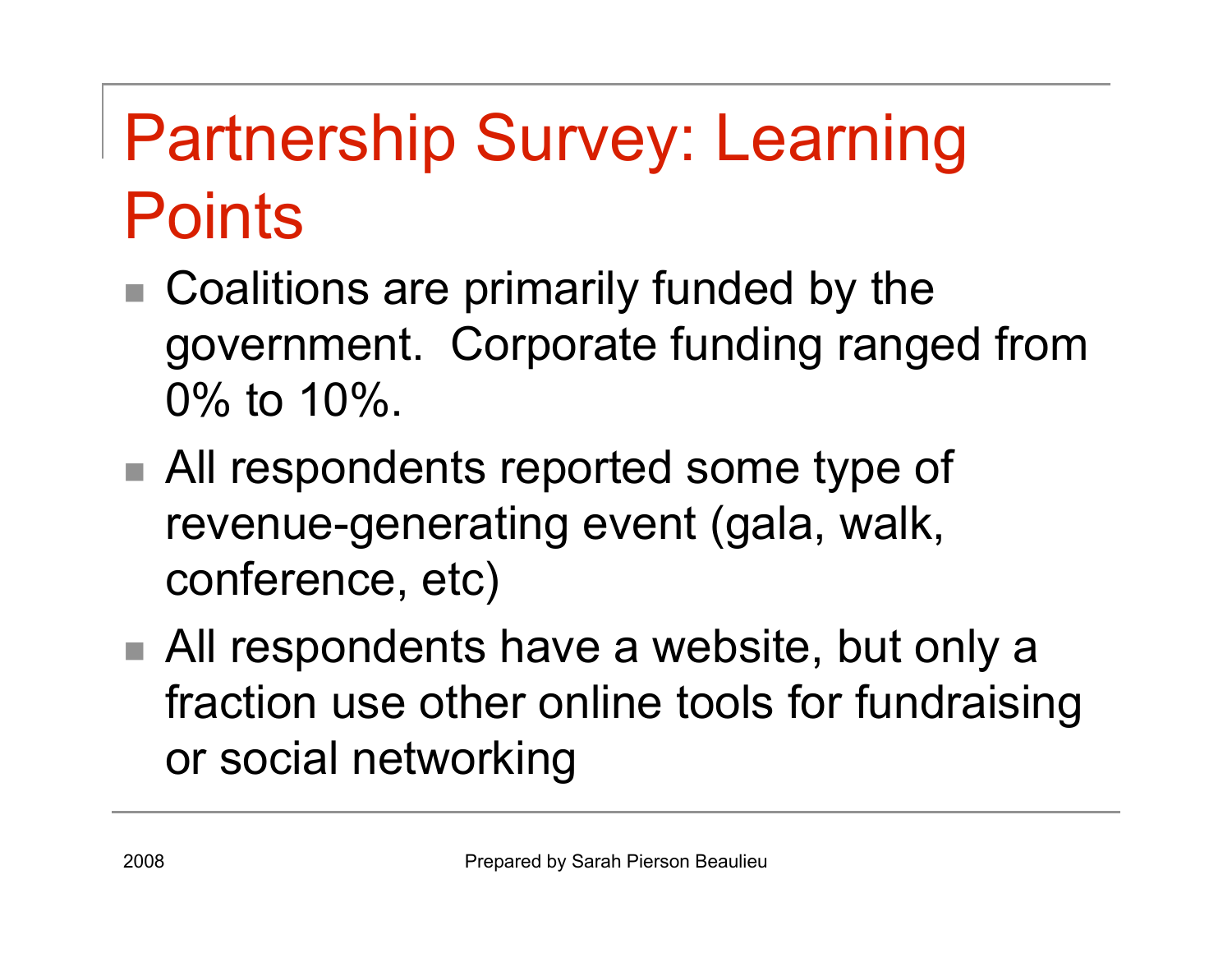# Partnership Survey: Learning Points

- Coalitions are primarily funded by the government. Corporate funding ranged from 0% to 10%.
- All respondents reported some type of revenue-generating event (gala, walk, conference, etc)
- All respondents have a website, but only a fraction use other online tools for fundraising or social networking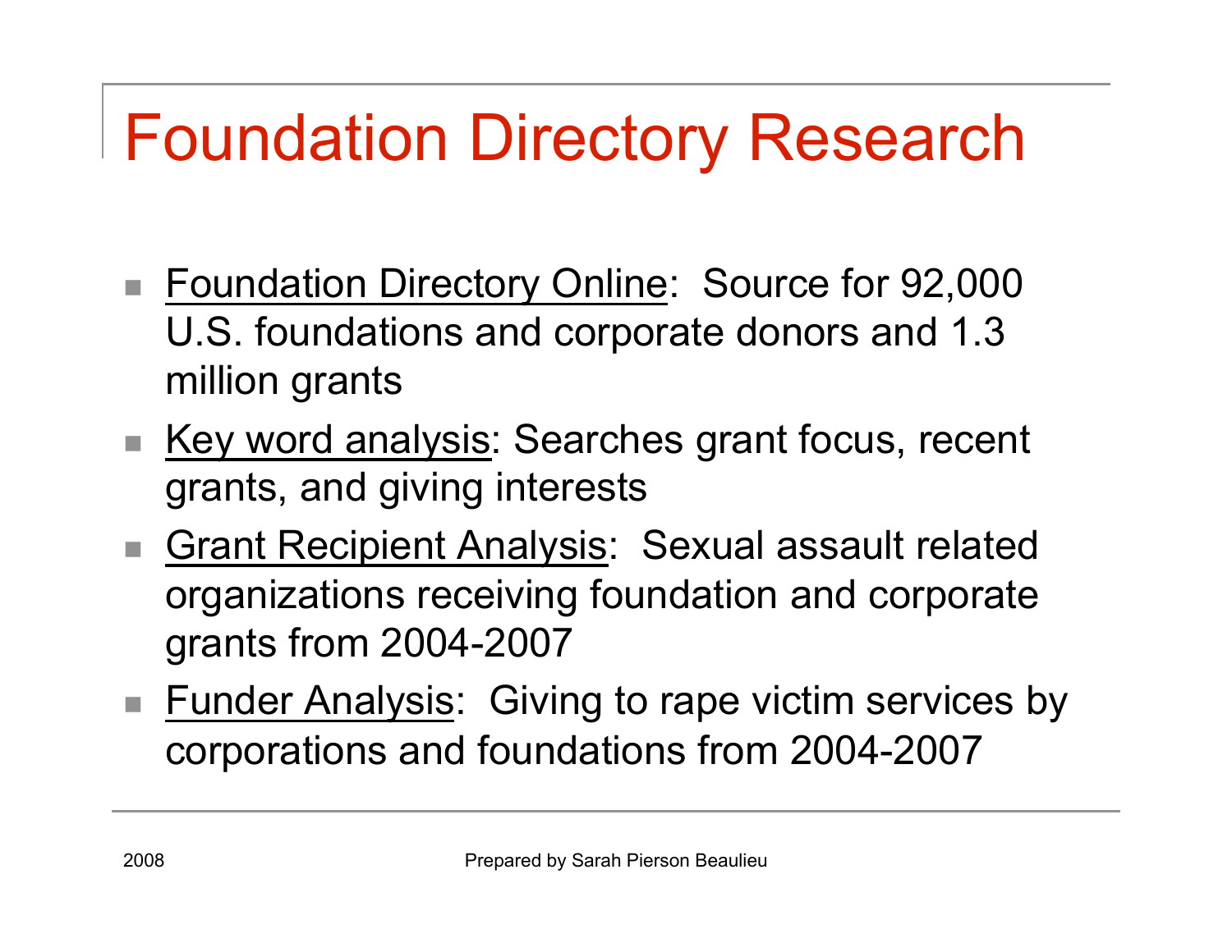# Foundation Directory Research

- Foundation Directory Online: Source for 92,000 U.S. foundations and corporate donors and 1.3 million grants
- Key word analysis: Searches grant focus, recent grants, and giving interests
- Grant Recipient Analysis: Sexual assault related organizations receiving foundation and corporate grants from 2004-2007
- Funder Analysis: Giving to rape victim services by corporations and foundations from 2004-2007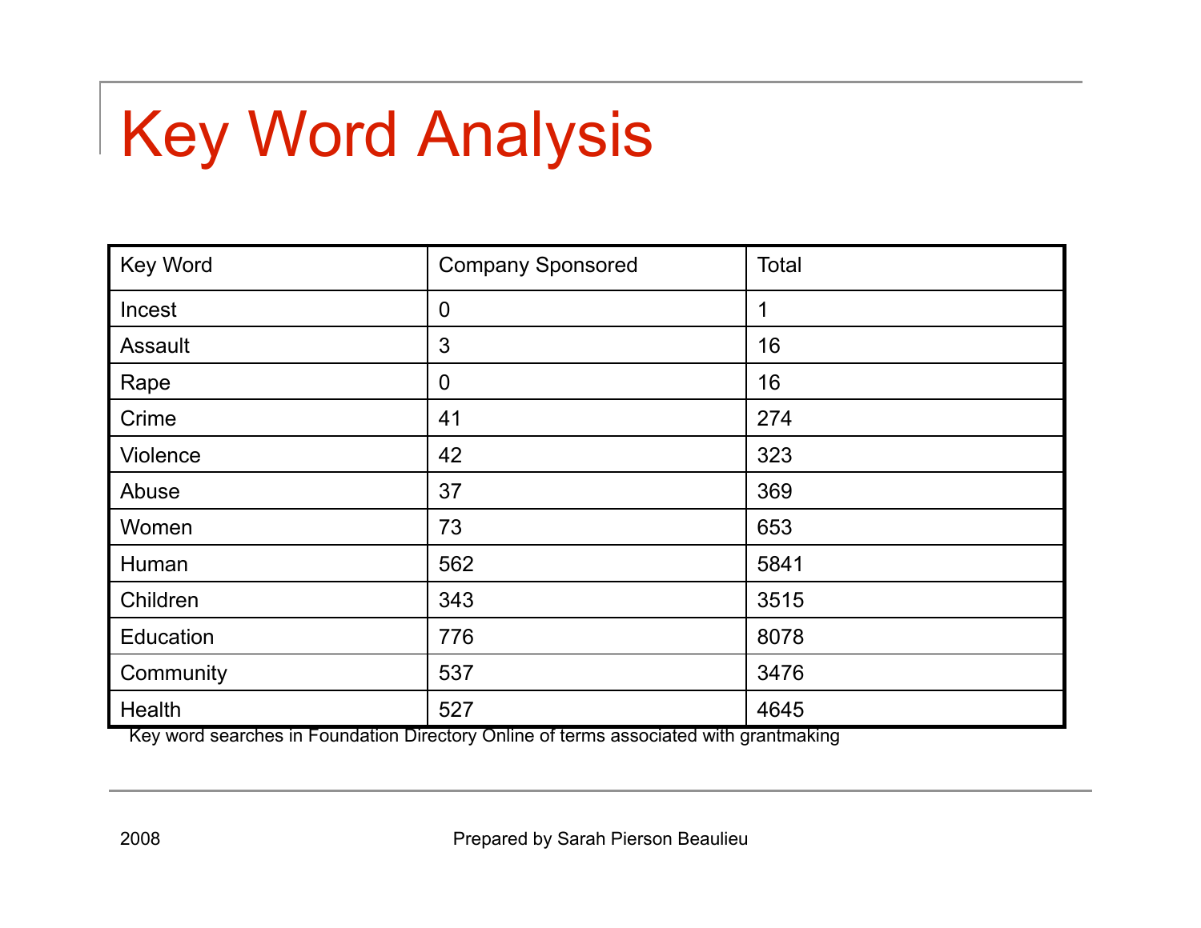# Key Word Analysis

| Key Word | Company Sponsored | Total |
|---|---|---|
| Incest | 0 | 1 |
| Assault | 3 | 16 |
| Rape | 0 | 16 |
| Crime | 41 | 274 |
| Violence | 42 | 323 |
| Abuse | 37 | 369 |
| Women | 73 | 653 |
| Human | 562 | 5841 |
| Children | 343 | 3515 |
| Education | 776 | 8078 |
| Community | 537 | 3476 |
| Health | 527 | 4645 |

Key word searches in Foundation Directory Online of terms associated with grantmaking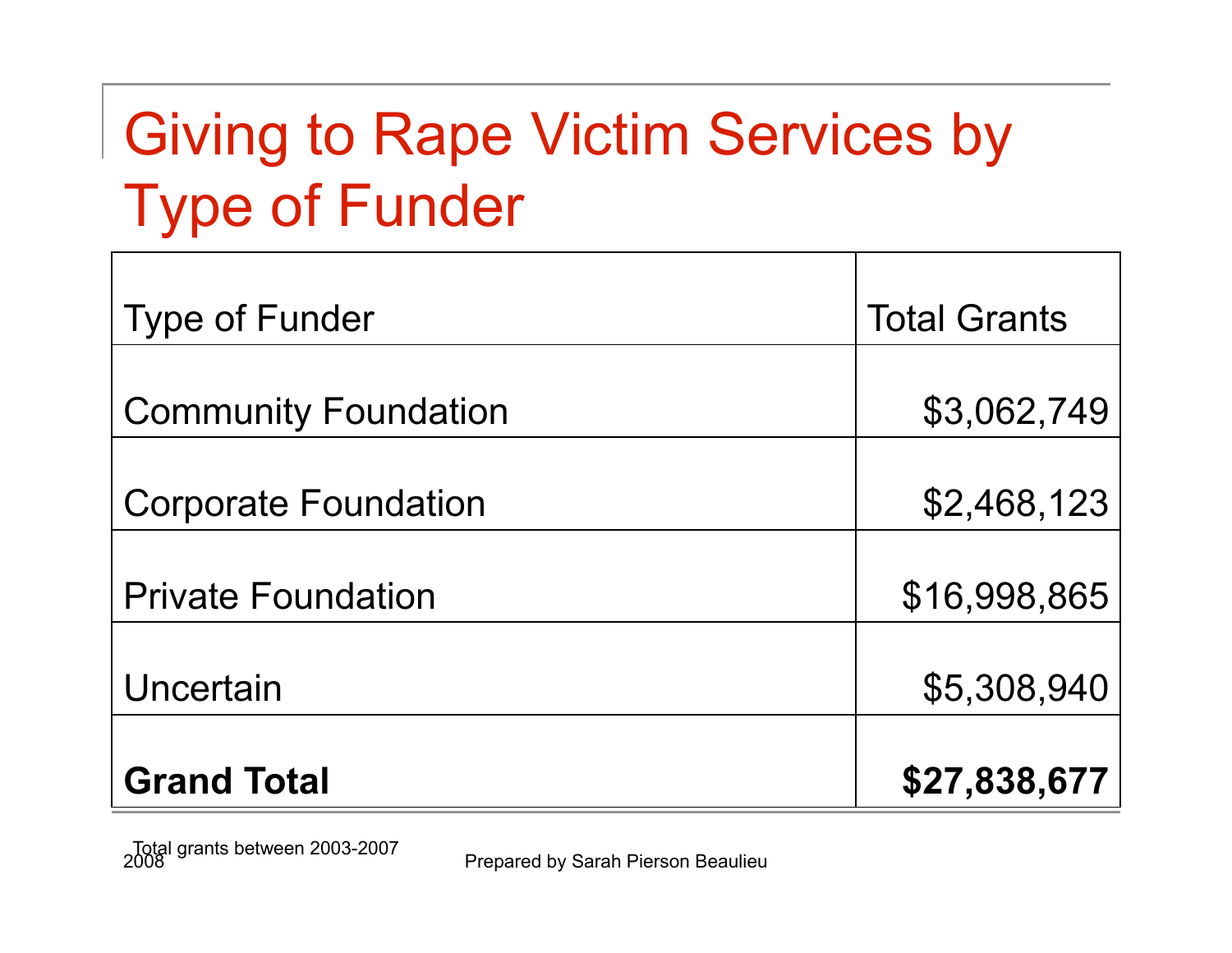# Giving to Rape Victim Services by Type of Funder

| Type of Funder | Total Grants |
| --- | ---: |
| Community Foundation | $3,062,749 |
| Corporate Foundation | $2,468,123 |
| Private Foundation | $16,998,865 |
| Uncertain | $5,308,940 |
| **Grand Total** | **$27,838,677** |

Total grants between 2003-2007

2008 Prepared by Sarah Pierson Beaulieu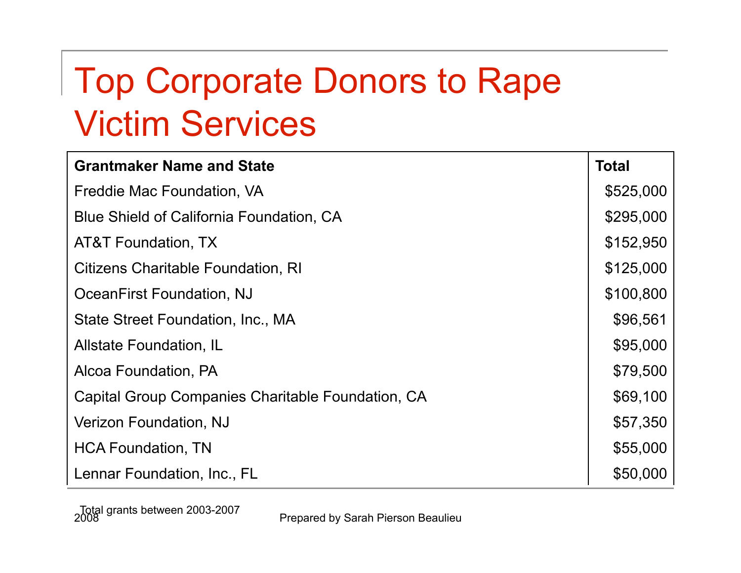# Top Corporate Donors to Rape Victim Services

| Grantmaker Name and State | Total |
|---|---|
| Freddie Mac Foundation, VA | $525,000 |
| Blue Shield of California Foundation, CA | $295,000 |
| AT&T Foundation, TX | $152,950 |
| Citizens Charitable Foundation, RI | $125,000 |
| OceanFirst Foundation, NJ | $100,800 |
| State Street Foundation, Inc., MA | $96,561 |
| Allstate Foundation, IL | $95,000 |
| Alcoa Foundation, PA | $79,500 |
| Capital Group Companies Charitable Foundation, CA | $69,100 |
| Verizon Foundation, NJ | $57,350 |
| HCA Foundation, TN | $55,000 |
| Lennar Foundation, Inc., FL | $50,000 |

Total grants between 2003-2007

2008 Prepared by Sarah Pierson Beaulieu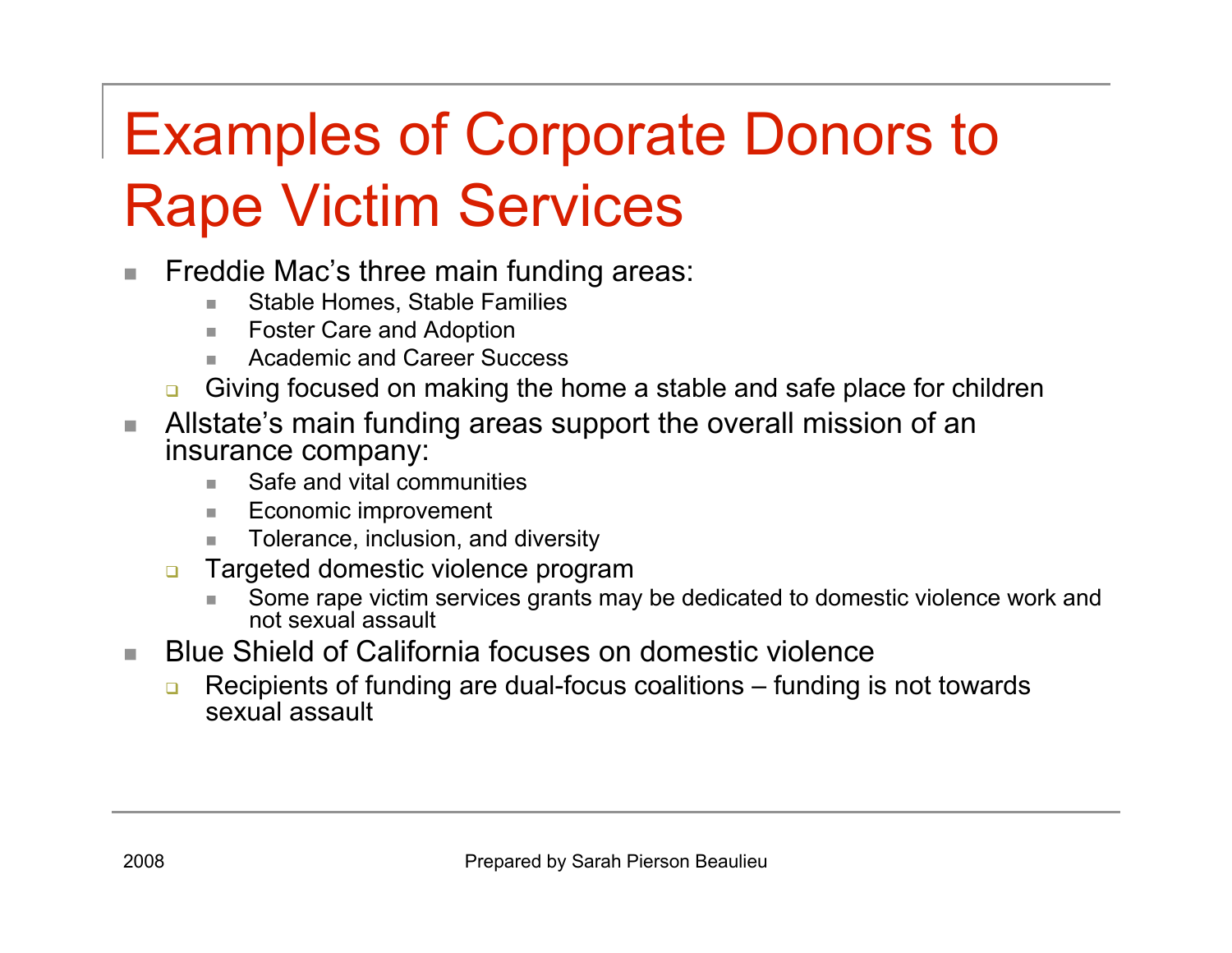# Examples of Corporate Donors to Rape Victim Services

- Freddie Mac's three main funding areas:
  - Stable Homes, Stable Families
  - Foster Care and Adoption
  - Academic and Career Success
  - Giving focused on making the home a stable and safe place for children
- Allstate's main funding areas support the overall mission of an insurance company:
  - Safe and vital communities
  - Economic improvement
  - Tolerance, inclusion, and diversity
  - Targeted domestic violence program
    - Some rape victim services grants may be dedicated to domestic violence work and not sexual assault
- Blue Shield of California focuses on domestic violence
  - Recipients of funding are dual-focus coalitions – funding is not towards sexual assault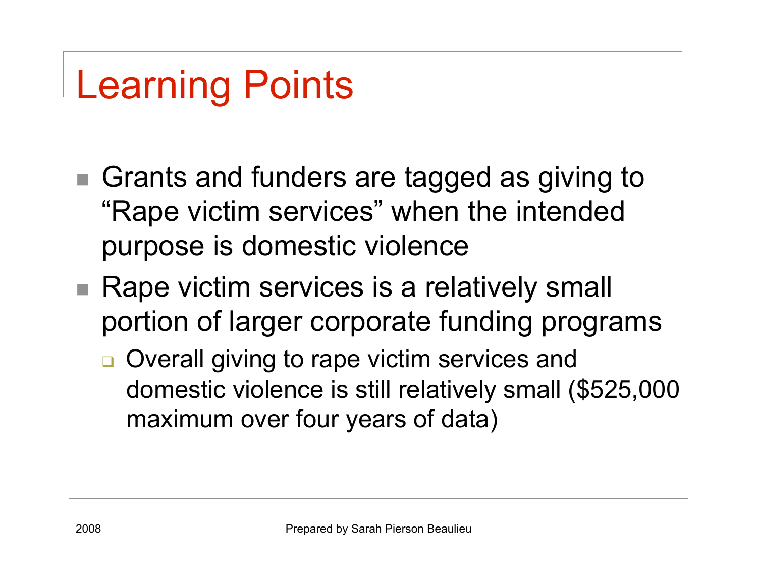# Learning Points

- Grants and funders are tagged as giving to "Rape victim services" when the intended purpose is domestic violence
- Rape victim services is a relatively small portion of larger corporate funding programs
  - Overall giving to rape victim services and domestic violence is still relatively small ($525,000 maximum over four years of data)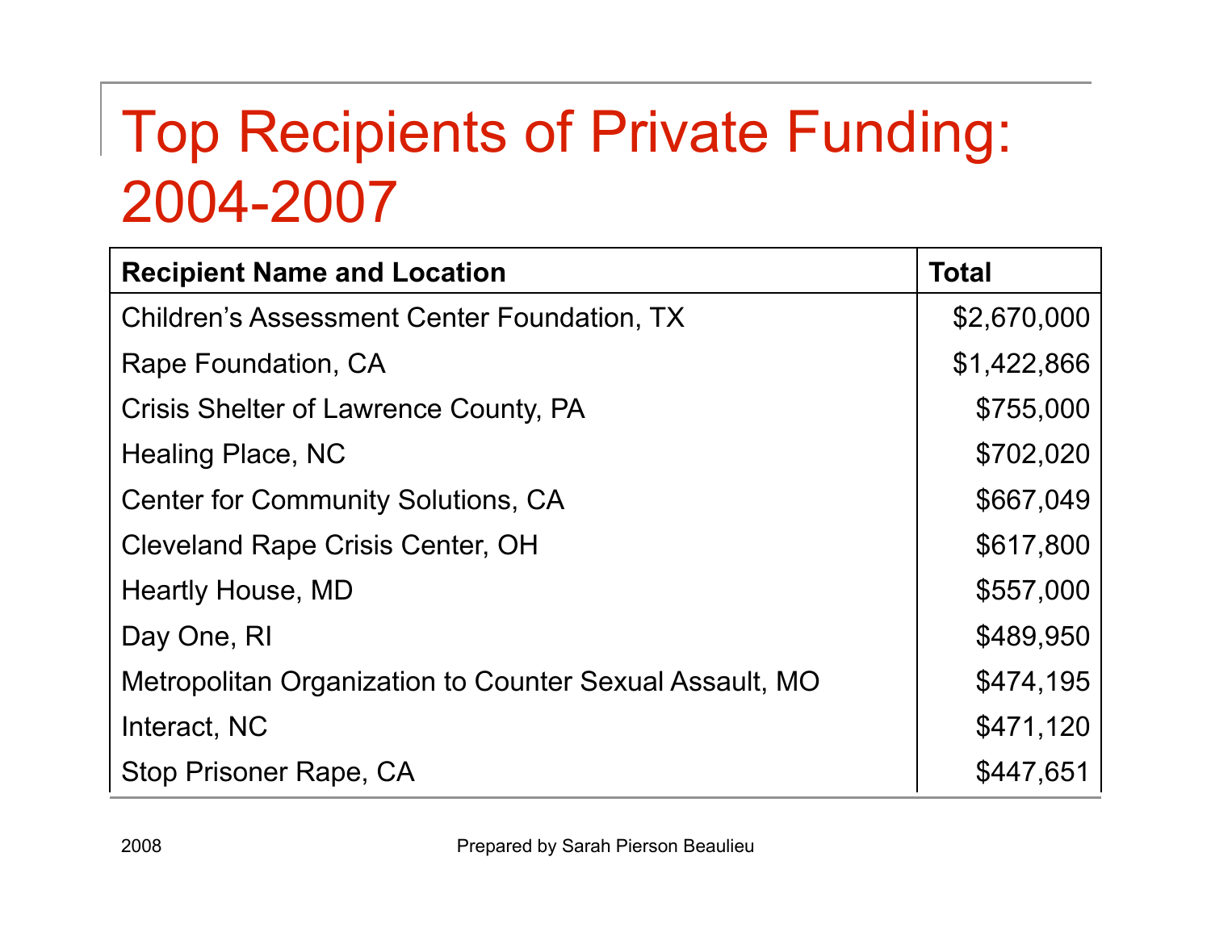# Top Recipients of Private Funding: 2004-2007

| Recipient Name and Location | Total |
|---|---|
| Children's Assessment Center Foundation, TX | $2,670,000 |
| Rape Foundation, CA | $1,422,866 |
| Crisis Shelter of Lawrence County, PA | $755,000 |
| Healing Place, NC | $702,020 |
| Center for Community Solutions, CA | $667,049 |
| Cleveland Rape Crisis Center, OH | $617,800 |
| Heartly House, MD | $557,000 |
| Day One, RI | $489,950 |
| Metropolitan Organization to Counter Sexual Assault, MO | $474,195 |
| Interact, NC | $471,120 |
| Stop Prisoner Rape, CA | $447,651 |

2008

Prepared by Sarah Pierson Beaulieu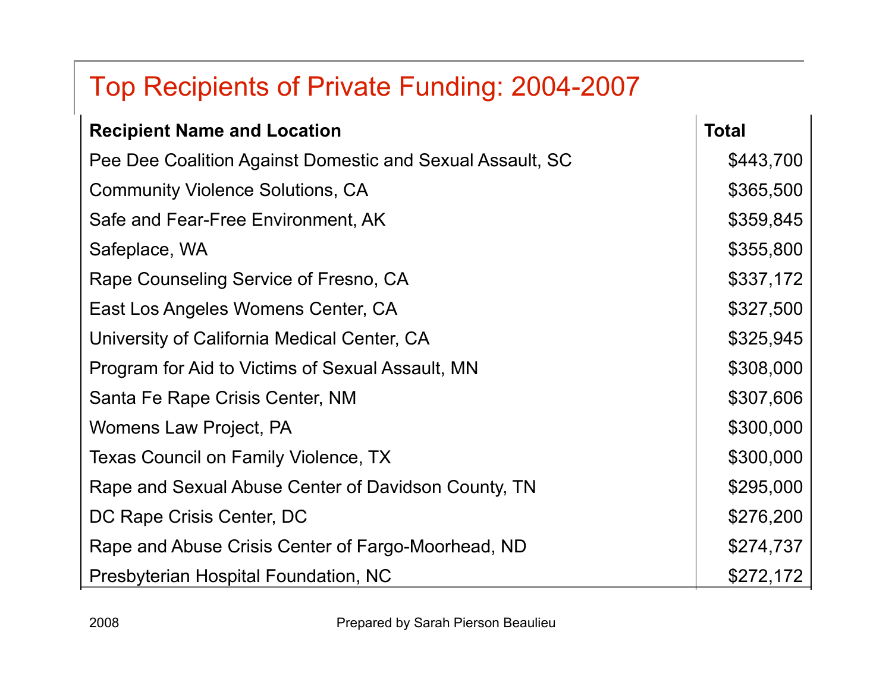# Top Recipients of Private Funding: 2004-2007

| Recipient Name and Location | Total |
|---|---|
| Pee Dee Coalition Against Domestic and Sexual Assault, SC | $443,700 |
| Community Violence Solutions, CA | $365,500 |
| Safe and Fear-Free Environment, AK | $359,845 |
| Safeplace, WA | $355,800 |
| Rape Counseling Service of Fresno, CA | $337,172 |
| East Los Angeles Womens Center, CA | $327,500 |
| University of California Medical Center, CA | $325,945 |
| Program for Aid to Victims of Sexual Assault, MN | $308,000 |
| Santa Fe Rape Crisis Center, NM | $307,606 |
| Womens Law Project, PA | $300,000 |
| Texas Council on Family Violence, TX | $300,000 |
| Rape and Sexual Abuse Center of Davidson County, TN | $295,000 |
| DC Rape Crisis Center, DC | $276,200 |
| Rape and Abuse Crisis Center of Fargo-Moorhead, ND | $274,737 |
| Presbyterian Hospital Foundation, NC | $272,172 |

2008

Prepared by Sarah Pierson Beaulieu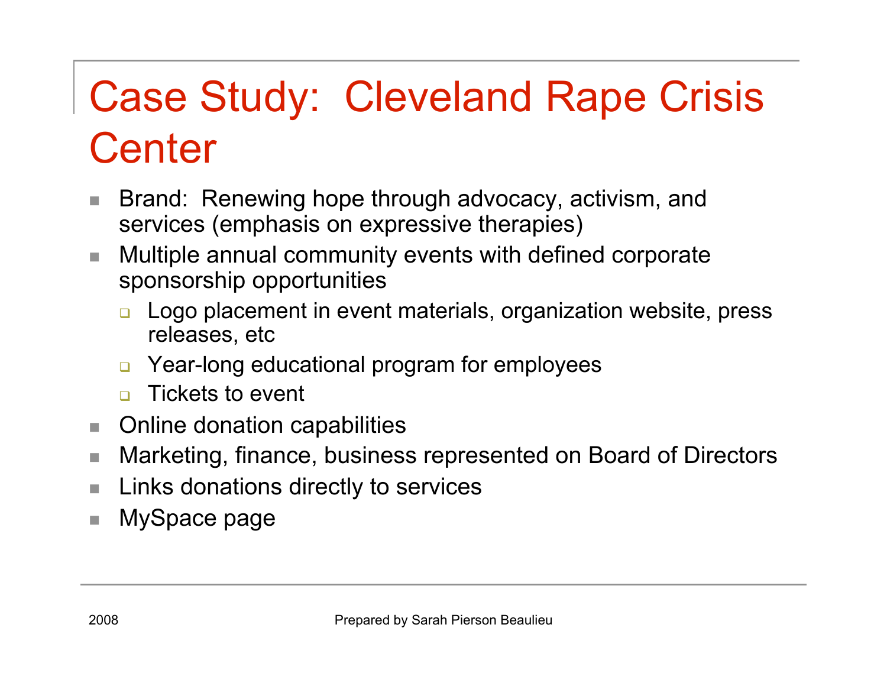# Case Study: Cleveland Rape Crisis Center

- Brand: Renewing hope through advocacy, activism, and services (emphasis on expressive therapies)
- Multiple annual community events with defined corporate sponsorship opportunities
  - Logo placement in event materials, organization website, press releases, etc
  - Year-long educational program for employees
  - Tickets to event
- Online donation capabilities
- Marketing, finance, business represented on Board of Directors
- Links donations directly to services
- MySpace page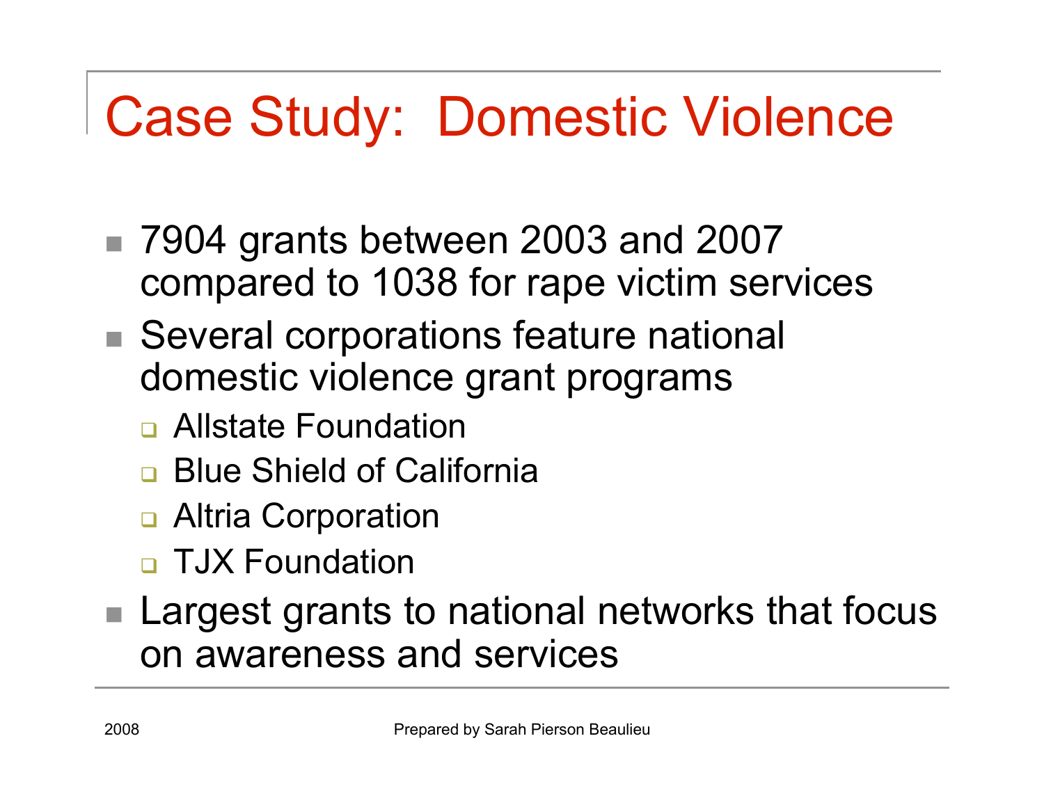# Case Study: Domestic Violence

- 7904 grants between 2003 and 2007 compared to 1038 for rape victim services
- Several corporations feature national domestic violence grant programs
  - Allstate Foundation
  - Blue Shield of California
  - Altria Corporation
  - TJX Foundation
- Largest grants to national networks that focus on awareness and services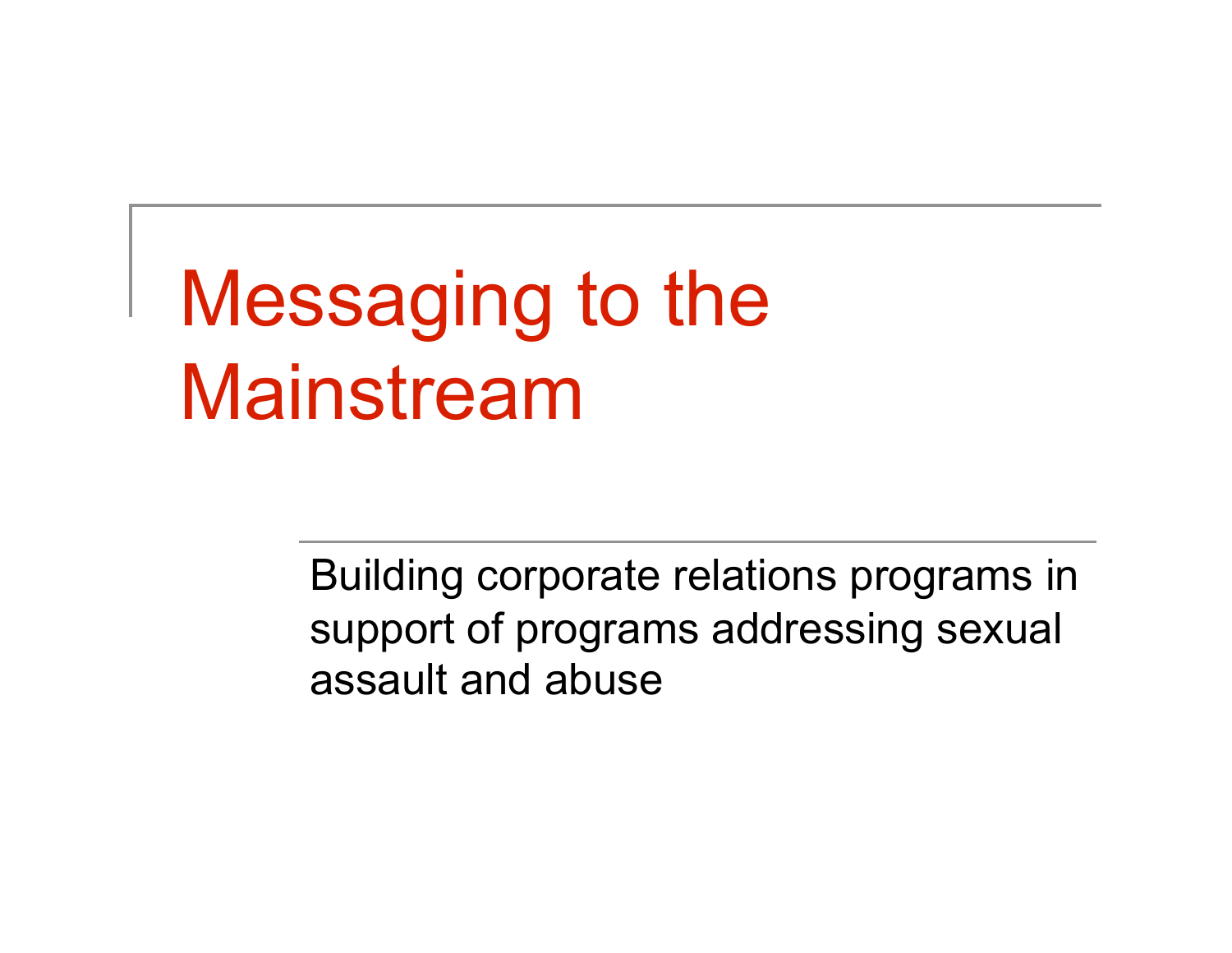# Messaging to the Mainstream

Building corporate relations programs in support of programs addressing sexual assault and abuse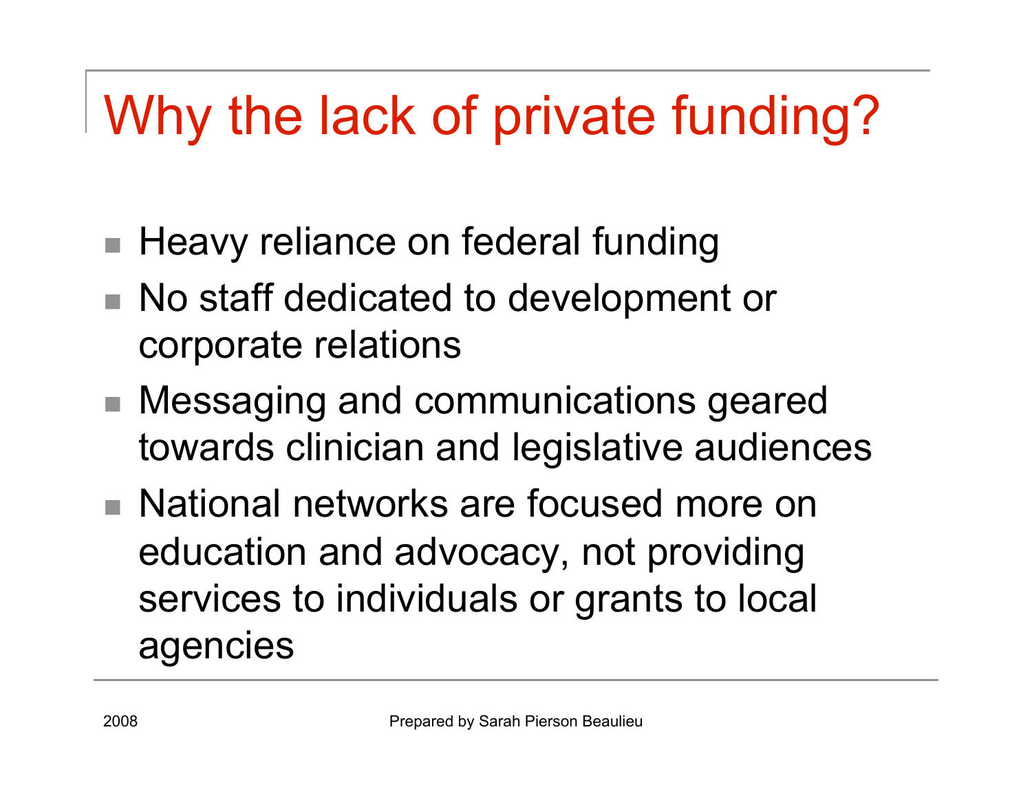# Why the lack of private funding?

- Heavy reliance on federal funding
- No staff dedicated to development or corporate relations
- Messaging and communications geared towards clinician and legislative audiences
- National networks are focused more on education and advocacy, not providing services to individuals or grants to local agencies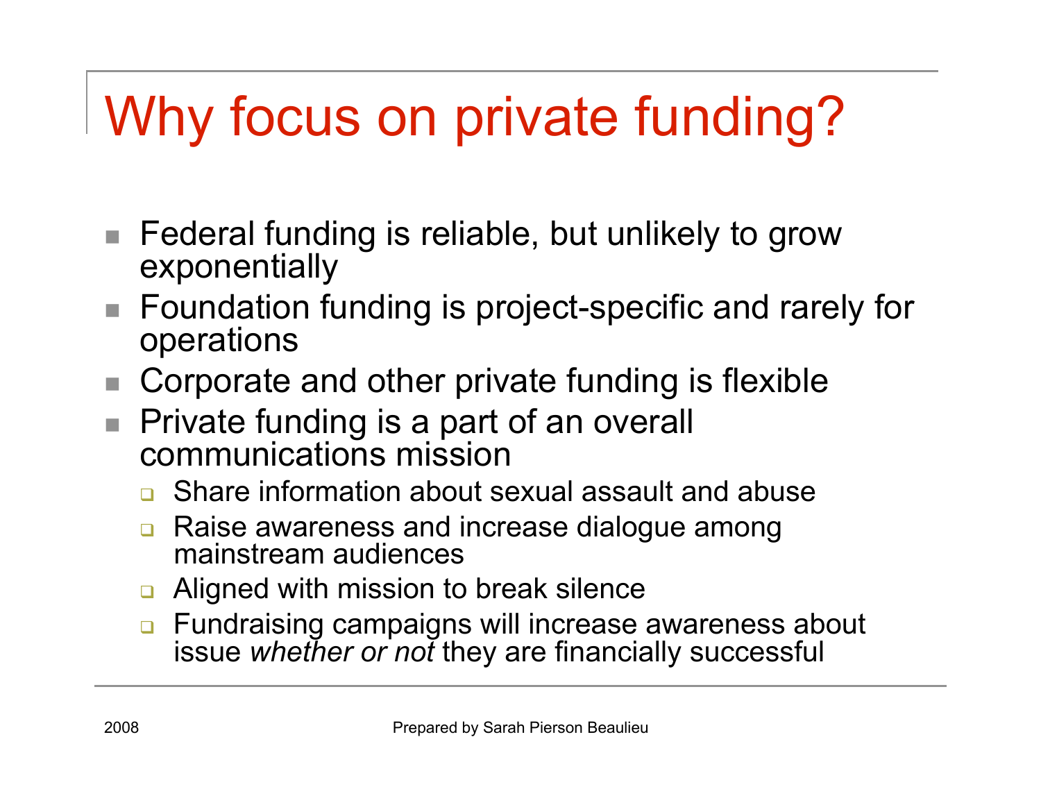# Why focus on private funding?

- Federal funding is reliable, but unlikely to grow exponentially
- Foundation funding is project-specific and rarely for operations
- Corporate and other private funding is flexible
- Private funding is a part of an overall communications mission
  - Share information about sexual assault and abuse
  - Raise awareness and increase dialogue among mainstream audiences
  - Aligned with mission to break silence
  - Fundraising campaigns will increase awareness about issue *whether or not* they are financially successful

2008

Prepared by Sarah Pierson Beaulieu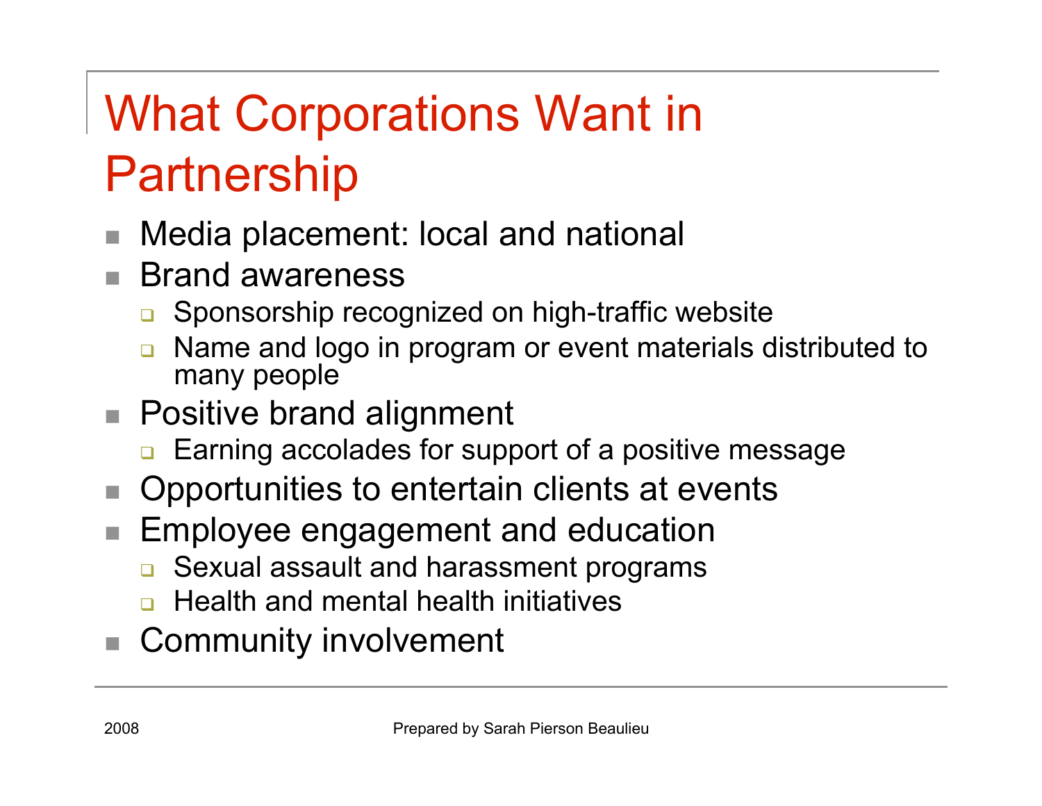# What Corporations Want in Partnership

- Media placement: local and national
- Brand awareness
  - Sponsorship recognized on high-traffic website
  - Name and logo in program or event materials distributed to many people
- Positive brand alignment
  - Earning accolades for support of a positive message
- Opportunities to entertain clients at events
- Employee engagement and education
  - Sexual assault and harassment programs
  - Health and mental health initiatives
- Community involvement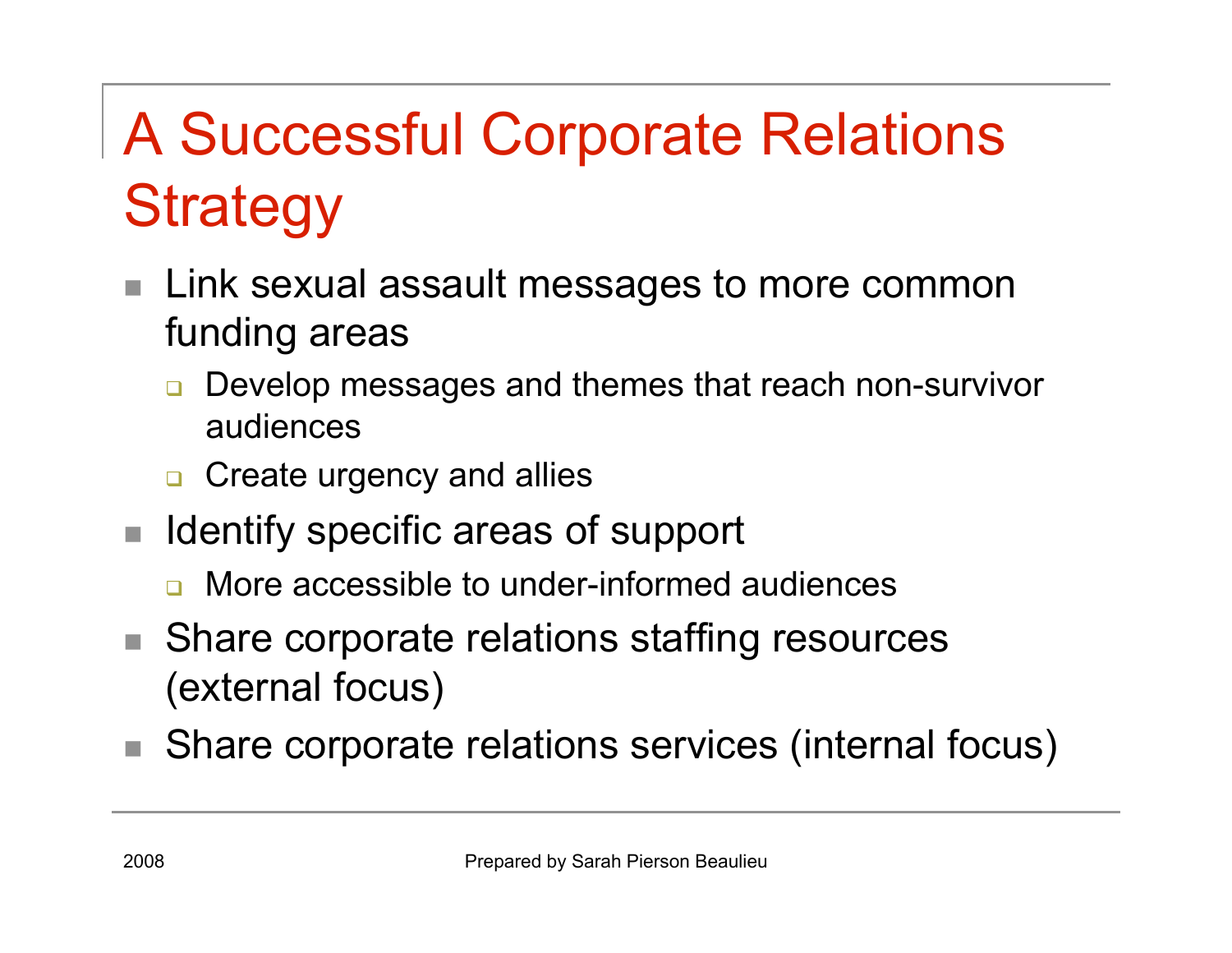# A Successful Corporate Relations Strategy

- Link sexual assault messages to more common funding areas
  - Develop messages and themes that reach non-survivor audiences
  - Create urgency and allies
- Identify specific areas of support
  - More accessible to under-informed audiences
- Share corporate relations staffing resources (external focus)
- Share corporate relations services (internal focus)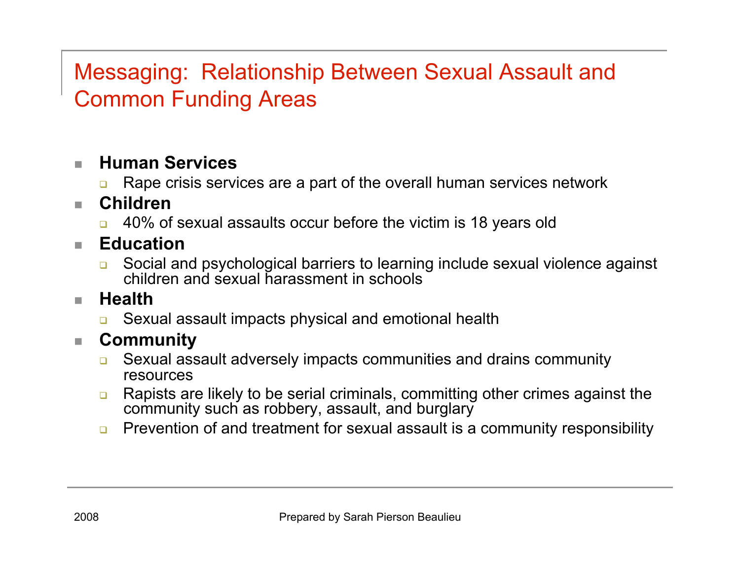# Messaging: Relationship Between Sexual Assault and Common Funding Areas

- **Human Services**
  - Rape crisis services are a part of the overall human services network
- **Children**
  - 40% of sexual assaults occur before the victim is 18 years old
- **Education**
  - Social and psychological barriers to learning include sexual violence against children and sexual harassment in schools
- **Health**
  - Sexual assault impacts physical and emotional health
- **Community**
  - Sexual assault adversely impacts communities and drains community resources
  - Rapists are likely to be serial criminals, committing other crimes against the community such as robbery, assault, and burglary
  - Prevention of and treatment for sexual assault is a community responsibility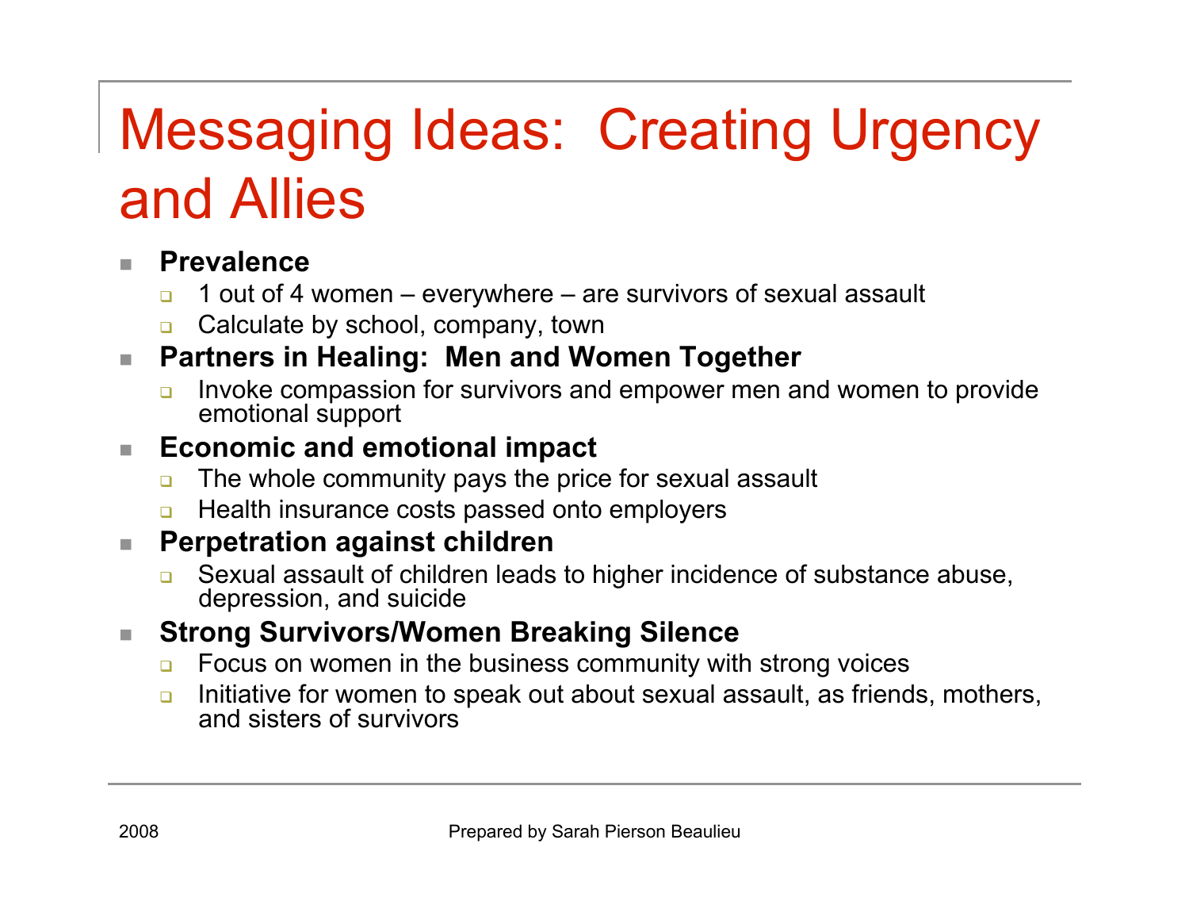# Messaging Ideas: Creating Urgency and Allies

- **Prevalence**
  - 1 out of 4 women – everywhere – are survivors of sexual assault
  - Calculate by school, company, town
- **Partners in Healing: Men and Women Together**
  - Invoke compassion for survivors and empower men and women to provide emotional support
- **Economic and emotional impact**
  - The whole community pays the price for sexual assault
  - Health insurance costs passed onto employers
- **Perpetration against children**
  - Sexual assault of children leads to higher incidence of substance abuse, depression, and suicide
- **Strong Survivors/Women Breaking Silence**
  - Focus on women in the business community with strong voices
  - Initiative for women to speak out about sexual assault, as friends, mothers, and sisters of survivors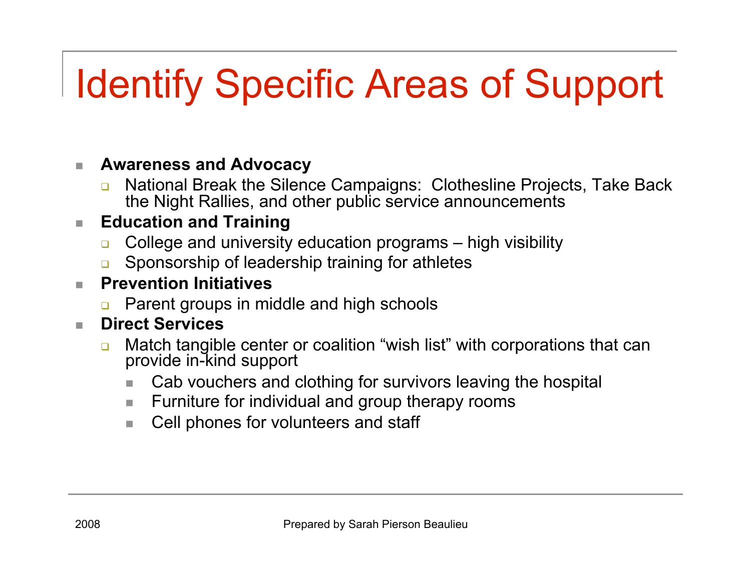# Identify Specific Areas of Support

- **Awareness and Advocacy**
  - National Break the Silence Campaigns: Clothesline Projects, Take Back the Night Rallies, and other public service announcements
- **Education and Training**
  - College and university education programs – high visibility
  - Sponsorship of leadership training for athletes
- **Prevention Initiatives**
  - Parent groups in middle and high schools
- **Direct Services**
  - Match tangible center or coalition “wish list” with corporations that can provide in-kind support
    - Cab vouchers and clothing for survivors leaving the hospital
    - Furniture for individual and group therapy rooms
    - Cell phones for volunteers and staff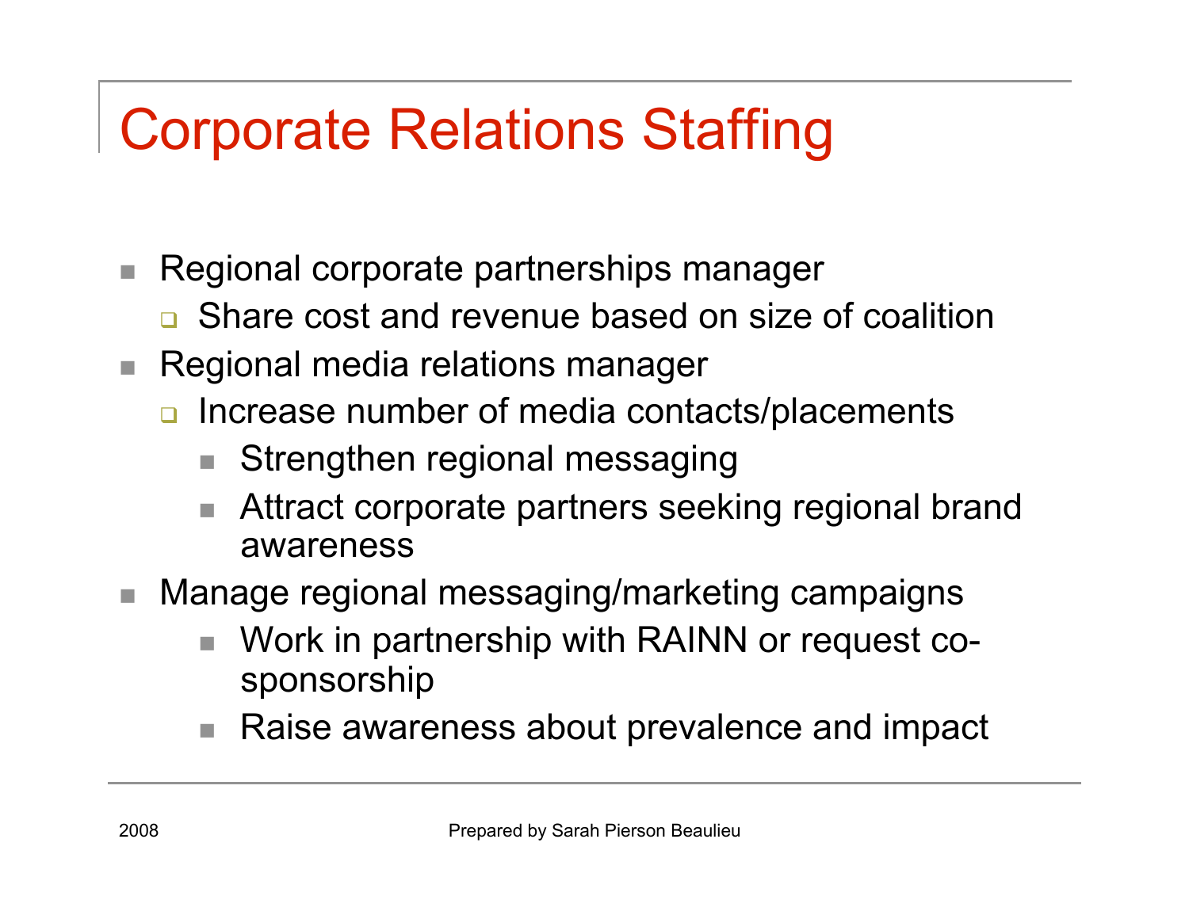# Corporate Relations Staffing

- Regional corporate partnerships manager
  - Share cost and revenue based on size of coalition
- Regional media relations manager
  - Increase number of media contacts/placements
    - Strengthen regional messaging
    - Attract corporate partners seeking regional brand awareness
- Manage regional messaging/marketing campaigns
    - Work in partnership with RAINN or request co-sponsorship
    - Raise awareness about prevalence and impact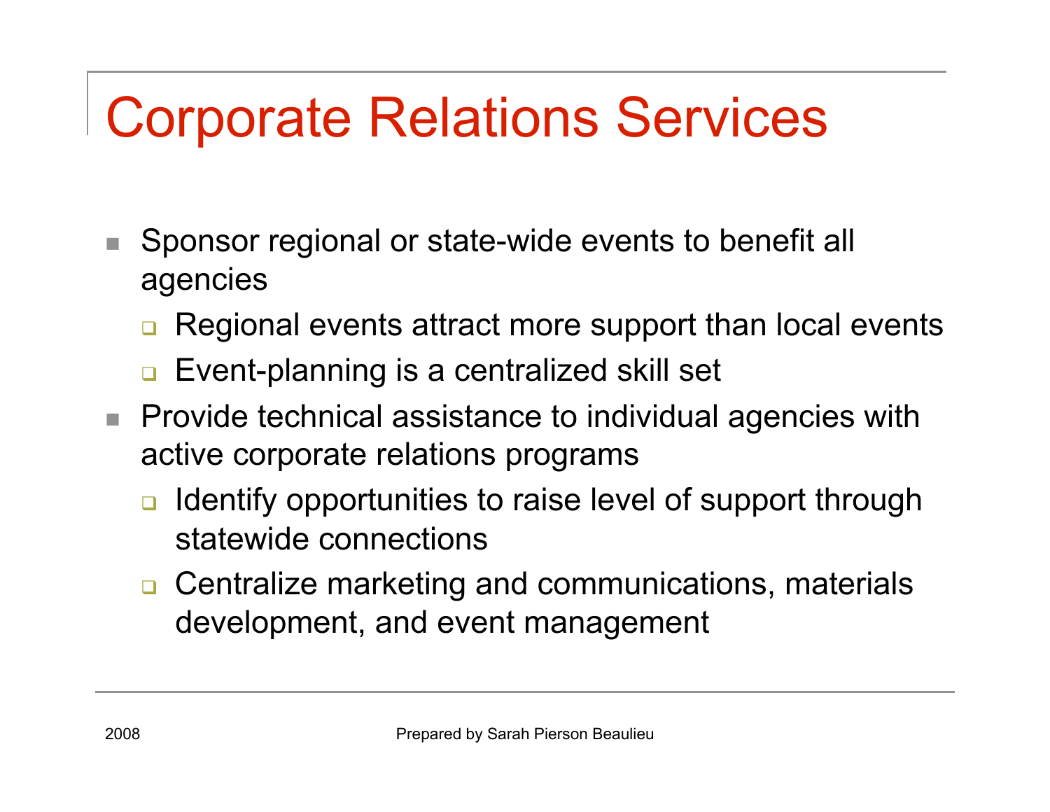# Corporate Relations Services

- Sponsor regional or state-wide events to benefit all agencies
  - Regional events attract more support than local events
  - Event-planning is a centralized skill set
- Provide technical assistance to individual agencies with active corporate relations programs
  - Identify opportunities to raise level of support through statewide connections
  - Centralize marketing and communications, materials development, and event management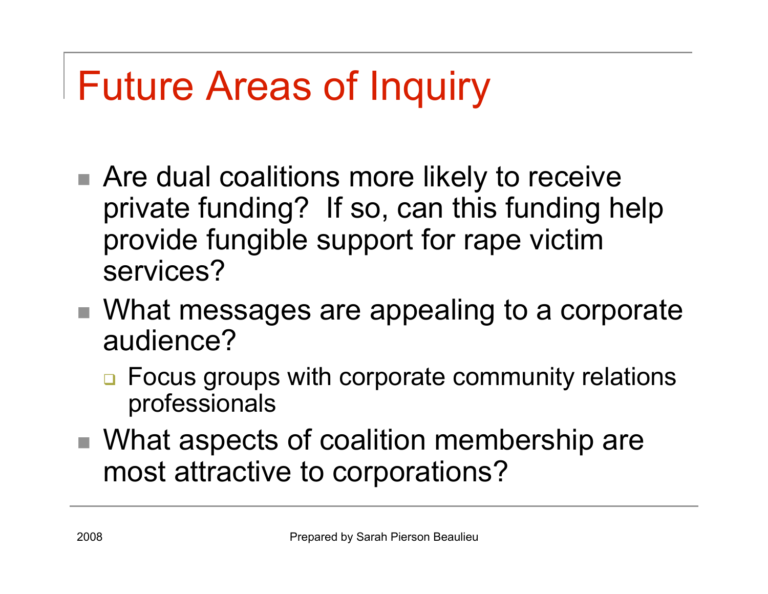# Future Areas of Inquiry

- Are dual coalitions more likely to receive private funding? If so, can this funding help provide fungible support for rape victim services?
- What messages are appealing to a corporate audience?
  - Focus groups with corporate community relations professionals
- What aspects of coalition membership are most attractive to corporations?